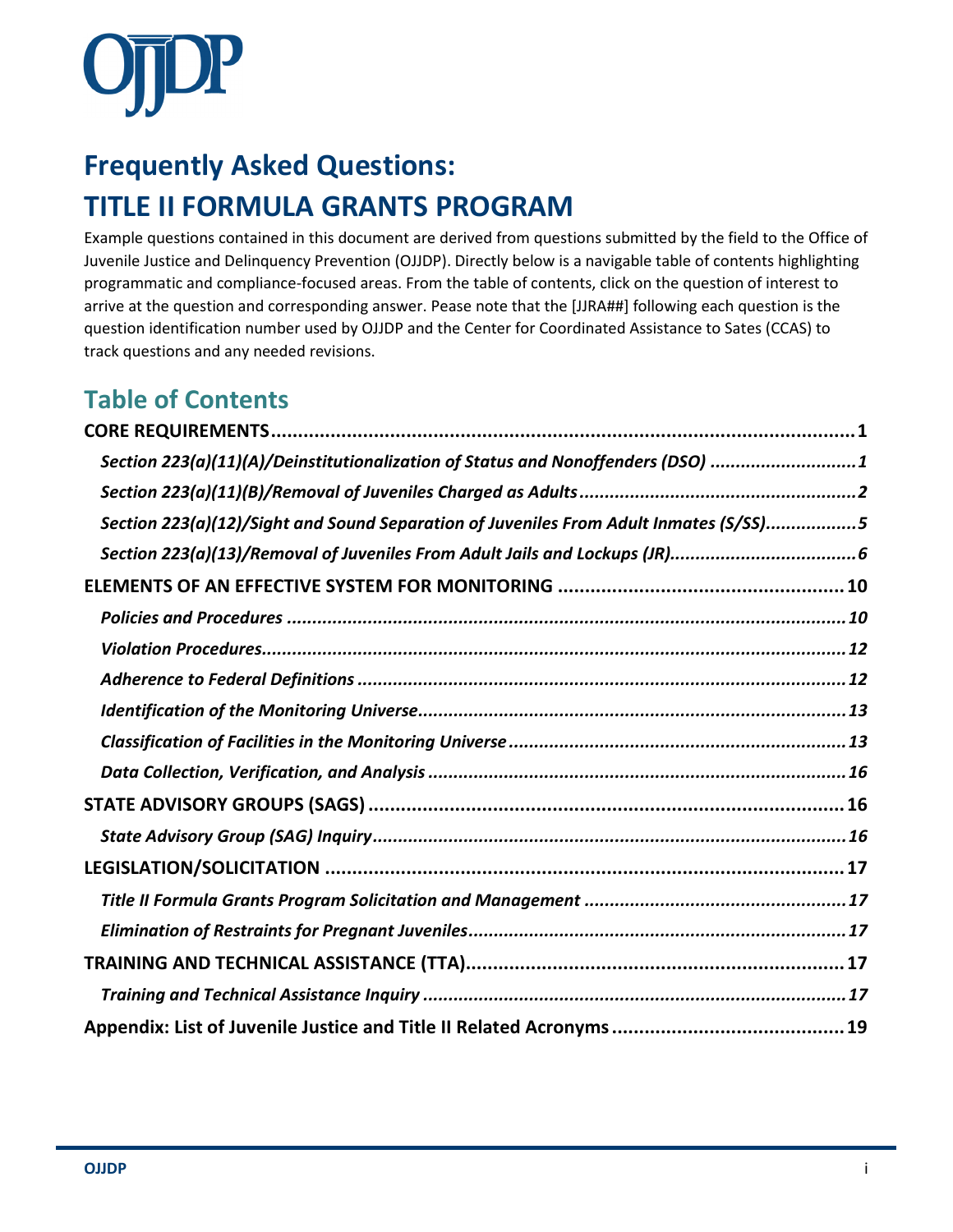OJJDP

# Frequently Asked Questions:
# TITLE II FORMULA GRANTS PROGRAM

Example questions contained in this document are derived from questions submitted by the field to the Office of Juvenile Justice and Delinquency Prevention (OJJDP). Directly below is a navigable table of contents highlighting programmatic and compliance-focused areas. From the table of contents, click on the question of interest to arrive at the question and corresponding answer. Pease note that the [JJRA##] following each question is the question identification number used by OJJDP and the Center for Coordinated Assistance to Sates (CCAS) to track questions and any needed revisions.

## Table of Contents

**CORE REQUIREMENTS** ....... **1**

- ***Section 223(a)(11)(A)/Deinstitutionalization of Status and Nonoffenders (DSO)*** ....... ***1***
- ***Section 223(a)(11)(B)/Removal of Juveniles Charged as Adults*** ....... ***2***
- ***Section 223(a)(12)/Sight and Sound Separation of Juveniles From Adult Inmates (S/SS)*** ....... ***5***
- ***Section 223(a)(13)/Removal of Juveniles From Adult Jails and Lockups (JR)*** ....... ***6***

**ELEMENTS OF AN EFFECTIVE SYSTEM FOR MONITORING** ....... **10**

- ***Policies and Procedures*** ....... ***10***
- ***Violation Procedures*** ....... ***12***
- ***Adherence to Federal Definitions*** ....... ***12***
- ***Identification of the Monitoring Universe*** ....... ***13***
- ***Classification of Facilities in the Monitoring Universe*** ....... ***13***
- ***Data Collection, Verification, and Analysis*** ....... ***16***

**STATE ADVISORY GROUPS (SAGS)** ....... **16**

- ***State Advisory Group (SAG) Inquiry*** ....... ***16***

**LEGISLATION/SOLICITATION** ....... **17**

- ***Title II Formula Grants Program Solicitation and Management*** ....... ***17***
- ***Elimination of Restraints for Pregnant Juveniles*** ....... ***17***

**TRAINING AND TECHNICAL ASSISTANCE (TTA)** ....... **17**

- ***Training and Technical Assistance Inquiry*** ....... ***17***

**Appendix: List of Juvenile Justice and Title II Related Acronyms** ....... **19**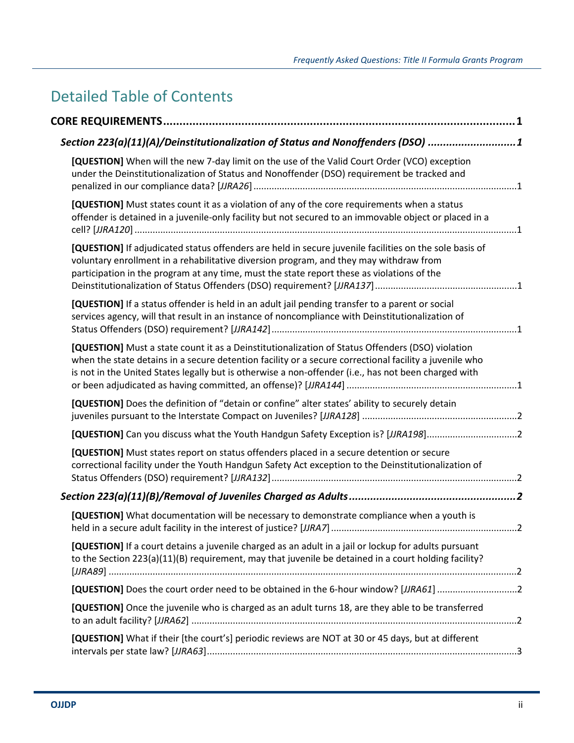# Detailed Table of Contents

**CORE REQUIREMENTS** ..... 1

***Section 223(a)(11)(A)/Deinstitutionalization of Status and Nonoffenders (DSO)*** ..... 1

**[QUESTION]** When will the new 7-day limit on the use of the Valid Court Order (VCO) exception under the Deinstitutionalization of Status and Nonoffender (DSO) requirement be tracked and penalized in our compliance data? [*JJRA26*] ..... 1

**[QUESTION]** Must states count it as a violation of any of the core requirements when a status offender is detained in a juvenile-only facility but not secured to an immovable object or placed in a cell? [*JJRA120*] ..... 1

**[QUESTION]** If adjudicated status offenders are held in secure juvenile facilities on the sole basis of voluntary enrollment in a rehabilitative diversion program, and they may withdraw from participation in the program at any time, must the state report these as violations of the Deinstitutionalization of Status Offenders (DSO) requirement? [*JJRA137*] ..... 1

**[QUESTION]** If a status offender is held in an adult jail pending transfer to a parent or social services agency, will that result in an instance of noncompliance with Deinstitutionalization of Status Offenders (DSO) requirement? [*JJRA142*] ..... 1

**[QUESTION]** Must a state count it as a Deinstitutionalization of Status Offenders (DSO) violation when the state detains in a secure detention facility or a secure correctional facility a juvenile who is not in the United States legally but is otherwise a non-offender (i.e., has not been charged with or been adjudicated as having committed, an offense)? [*JJRA144*] ..... 1

**[QUESTION]** Does the definition of "detain or confine" alter states' ability to securely detain juveniles pursuant to the Interstate Compact on Juveniles? [*JJRA128*] ..... 2

**[QUESTION]** Can you discuss what the Youth Handgun Safety Exception is? [*JJRA198*] ..... 2

**[QUESTION]** Must states report on status offenders placed in a secure detention or secure correctional facility under the Youth Handgun Safety Act exception to the Deinstitutionalization of Status Offenders (DSO) requirement? [*JJRA132*] ..... 2

***Section 223(a)(11)(B)/Removal of Juveniles Charged as Adults*** ..... 2

**[QUESTION]** What documentation will be necessary to demonstrate compliance when a youth is held in a secure adult facility in the interest of justice? [*JJRA7*] ..... 2

**[QUESTION]** If a court detains a juvenile charged as an adult in a jail or lockup for adults pursuant to the Section 223(a)(11)(B) requirement, may that juvenile be detained in a court holding facility? [*JJRA89*] ..... 2

**[QUESTION]** Does the court order need to be obtained in the 6-hour window? [*JJRA61*] ..... 2

**[QUESTION]** Once the juvenile who is charged as an adult turns 18, are they able to be transferred to an adult facility? [*JJRA62*] ..... 2

**[QUESTION]** What if their [the court's] periodic reviews are NOT at 30 or 45 days, but at different intervals per state law? [*JJRA63*] ..... 3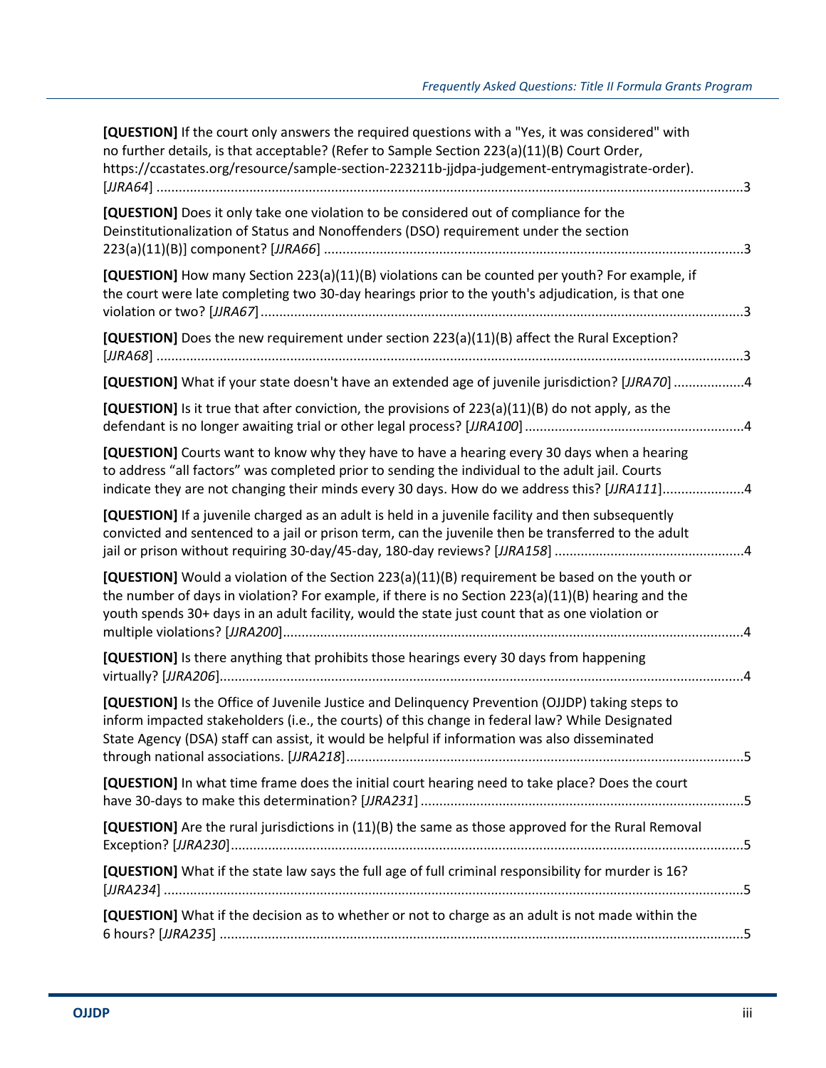**[QUESTION]** If the court only answers the required questions with a "Yes, it was considered" with no further details, is that acceptable? (Refer to Sample Section 223(a)(11)(B) Court Order, https://ccastates.org/resource/sample-section-223211b-jjdpa-judgement-entrymagistrate-order). [*JJRA64*] ....................................................................................................3

**[QUESTION]** Does it only take one violation to be considered out of compliance for the Deinstitutionalization of Status and Nonoffenders (DSO) requirement under the section 223(a)(11)(B)] component? [*JJRA66*] ....................................................................................................3

**[QUESTION]** How many Section 223(a)(11)(B) violations can be counted per youth? For example, if the court were late completing two 30-day hearings prior to the youth's adjudication, is that one violation or two? [*JJRA67*] ....................................................................................................3

**[QUESTION]** Does the new requirement under section 223(a)(11)(B) affect the Rural Exception? [*JJRA68*] ....................................................................................................3

**[QUESTION]** What if your state doesn't have an extended age of juvenile jurisdiction? [*JJRA70*] ..................4

**[QUESTION]** Is it true that after conviction, the provisions of 223(a)(11)(B) do not apply, as the defendant is no longer awaiting trial or other legal process? [*JJRA100*] ..........................................................4

**[QUESTION]** Courts want to know why they have to have a hearing every 30 days when a hearing to address "all factors" was completed prior to sending the individual to the adult jail. Courts indicate they are not changing their minds every 30 days. How do we address this? [*JJRA111*].....................4

**[QUESTION]** If a juvenile charged as an adult is held in a juvenile facility and then subsequently convicted and sentenced to a jail or prison term, can the juvenile then be transferred to the adult jail or prison without requiring 30-day/45-day, 180-day reviews? [*JJRA158*] ..................................................4

**[QUESTION]** Would a violation of the Section 223(a)(11)(B) requirement be based on the youth or the number of days in violation? For example, if there is no Section 223(a)(11)(B) hearing and the youth spends 30+ days in an adult facility, would the state just count that as one violation or multiple violations? [*JJRA200*]..........................................................................................................4

**[QUESTION]** Is there anything that prohibits those hearings every 30 days from happening virtually? [*JJRA206*]..........................................................................................................4

**[QUESTION]** Is the Office of Juvenile Justice and Delinquency Prevention (OJJDP) taking steps to inform impacted stakeholders (i.e., the courts) of this change in federal law? While Designated State Agency (DSA) staff can assist, it would be helpful if information was also disseminated through national associations. [*JJRA218*]..........................................................................................................5

**[QUESTION]** In what time frame does the initial court hearing need to take place? Does the court have 30-days to make this determination? [*JJRA231*] ......................................................................................5

**[QUESTION]** Are the rural jurisdictions in (11)(B) the same as those approved for the Rural Removal Exception? [*JJRA230*]..........................................................................................................5

**[QUESTION]** What if the state law says the full age of full criminal responsibility for murder is 16? [*JJRA234*] ..........................................................................................................5

**[QUESTION]** What if the decision as to whether or not to charge as an adult is not made within the 6 hours? [*JJRA235*] ..........................................................................................................5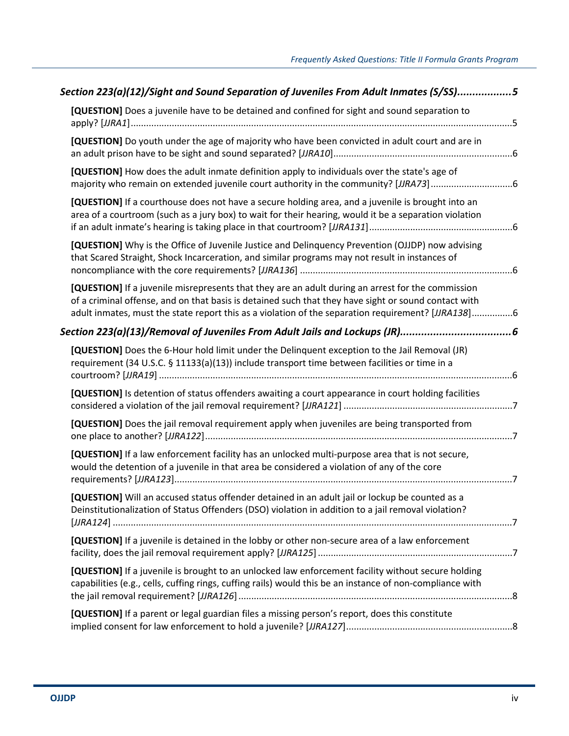*Section 223(a)(12)/Sight and Sound Separation of Juveniles From Adult Inmates (S/SS)*..................5

**[QUESTION]** Does a juvenile have to be detained and confined for sight and sound separation to apply? [*JJRA1*]..................5

**[QUESTION]** Do youth under the age of majority who have been convicted in adult court and are in an adult prison have to be sight and sound separated? [*JJRA10*]..................6

**[QUESTION]** How does the adult inmate definition apply to individuals over the state's age of majority who remain on extended juvenile court authority in the community? [*JJRA73*]..................6

**[QUESTION]** If a courthouse does not have a secure holding area, and a juvenile is brought into an area of a courtroom (such as a jury box) to wait for their hearing, would it be a separation violation if an adult inmate's hearing is taking place in that courtroom? [*JJRA131*]..................6

**[QUESTION]** Why is the Office of Juvenile Justice and Delinquency Prevention (OJJDP) now advising that Scared Straight, Shock Incarceration, and similar programs may not result in instances of noncompliance with the core requirements? [*JJRA136*]..................6

**[QUESTION]** If a juvenile misrepresents that they are an adult during an arrest for the commission of a criminal offense, and on that basis is detained such that they have sight or sound contact with adult inmates, must the state report this as a violation of the separation requirement? [*JJRA138*]..................6

*Section 223(a)(13)/Removal of Juveniles From Adult Jails and Lockups (JR)*..................6

**[QUESTION]** Does the 6-Hour hold limit under the Delinquent exception to the Jail Removal (JR) requirement (34 U.S.C. § 11133(a)(13)) include transport time between facilities or time in a courtroom? [*JJRA19*]..................6

**[QUESTION]** Is detention of status offenders awaiting a court appearance in court holding facilities considered a violation of the jail removal requirement? [*JJRA121*]..................7

**[QUESTION]** Does the jail removal requirement apply when juveniles are being transported from one place to another? [*JJRA122*]..................7

**[QUESTION]** If a law enforcement facility has an unlocked multi-purpose area that is not secure, would the detention of a juvenile in that area be considered a violation of any of the core requirements? [*JJRA123*]..................7

**[QUESTION]** Will an accused status offender detained in an adult jail or lockup be counted as a Deinstitutionalization of Status Offenders (DSO) violation in addition to a jail removal violation? [*JJRA124*]..................7

**[QUESTION]** If a juvenile is detained in the lobby or other non-secure area of a law enforcement facility, does the jail removal requirement apply? [*JJRA125*]..................7

**[QUESTION]** If a juvenile is brought to an unlocked law enforcement facility without secure holding capabilities (e.g., cells, cuffing rings, cuffing rails) would this be an instance of non-compliance with the jail removal requirement? [*JJRA126*]..................8

**[QUESTION]** If a parent or legal guardian files a missing person's report, does this constitute implied consent for law enforcement to hold a juvenile? [*JJRA127*]..................8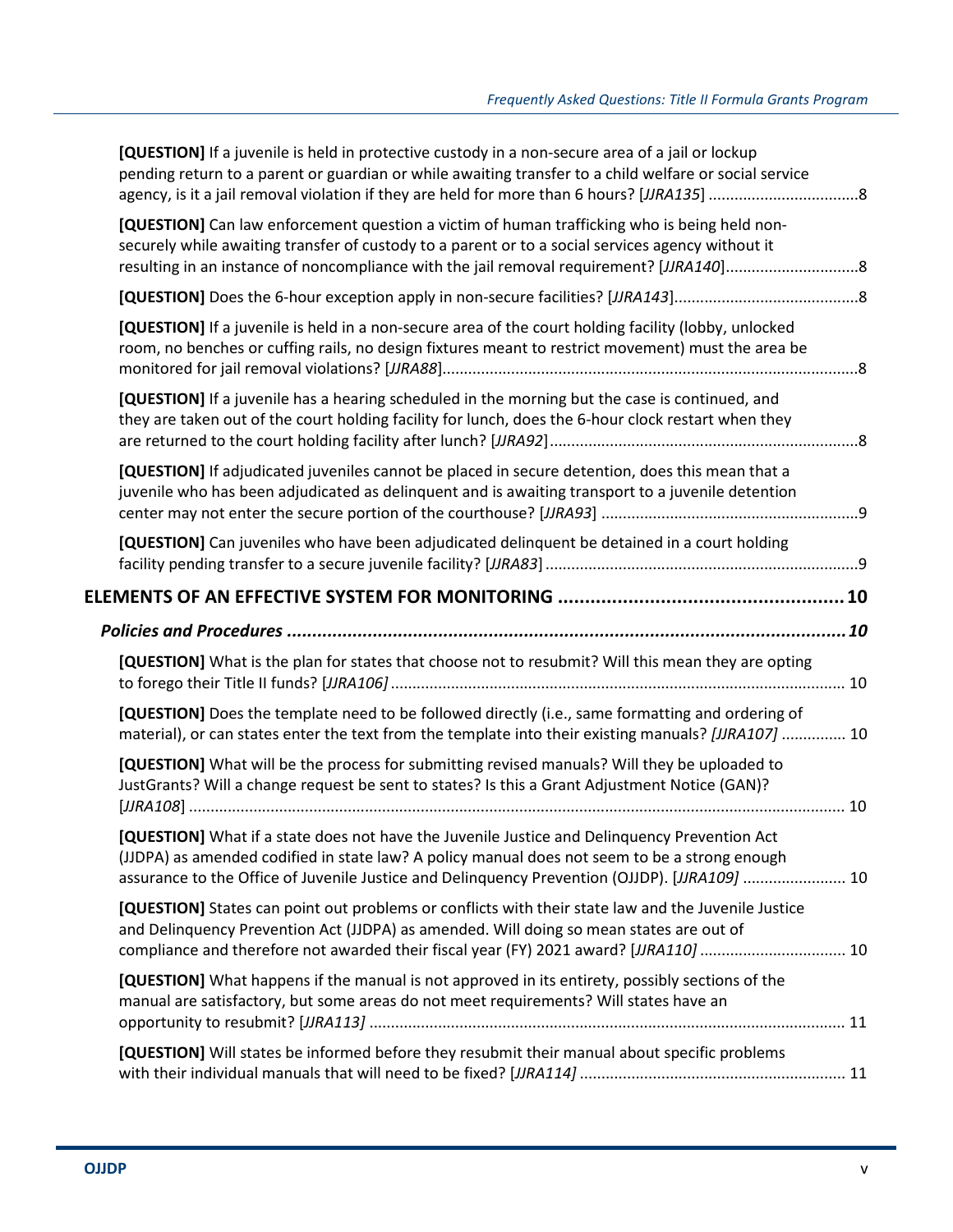**[QUESTION]** If a juvenile is held in protective custody in a non-secure area of a jail or lockup pending return to a parent or guardian or while awaiting transfer to a child welfare or social service agency, is it a jail removal violation if they are held for more than 6 hours? [*JJRA135*] ..................................8

**[QUESTION]** Can law enforcement question a victim of human trafficking who is being held non-securely while awaiting transfer of custody to a parent or to a social services agency without it resulting in an instance of noncompliance with the jail removal requirement? [*JJRA140*]..............................8

**[QUESTION]** Does the 6-hour exception apply in non-secure facilities? [*JJRA143*]..........................................8

**[QUESTION]** If a juvenile is held in a non-secure area of the court holding facility (lobby, unlocked room, no benches or cuffing rails, no design fixtures meant to restrict movement) must the area be monitored for jail removal violations? [*JJRA88*]................................................................................................8

**[QUESTION]** If a juvenile has a hearing scheduled in the morning but the case is continued, and they are taken out of the court holding facility for lunch, does the 6-hour clock restart when they are returned to the court holding facility after lunch? [*JJRA92*].......................................................................8

**[QUESTION]** If adjudicated juveniles cannot be placed in secure detention, does this mean that a juvenile who has been adjudicated as delinquent and is awaiting transport to a juvenile detention center may not enter the secure portion of the courthouse? [*JJRA93*] ...........................................................9

**[QUESTION]** Can juveniles who have been adjudicated delinquent be detained in a court holding facility pending transfer to a secure juvenile facility? [*JJRA83*] ........................................................................9

**ELEMENTS OF AN EFFECTIVE SYSTEM FOR MONITORING .................................................... 10**

***Policies and Procedures ...............................................................................................................10***

**[QUESTION]** What is the plan for states that choose not to resubmit? Will this mean they are opting to forego their Title II funds? [*JJRA106]* ......................................................................................................... 10

**[QUESTION]** Does the template need to be followed directly (i.e., same formatting and ordering of material), or can states enter the text from the template into their existing manuals? [*JJRA107]* ............... 10

**[QUESTION]** What will be the process for submitting revised manuals? Will they be uploaded to JustGrants? Will a change request be sent to states? Is this a Grant Adjustment Notice (GAN)? [*JJRA108*] ........................................................................................................................................ 10

**[QUESTION]** What if a state does not have the Juvenile Justice and Delinquency Prevention Act (JJDPA) as amended codified in state law? A policy manual does not seem to be a strong enough assurance to the Office of Juvenile Justice and Delinquency Prevention (OJJDP). [*JJRA109]* ........................ 10

**[QUESTION]** States can point out problems or conflicts with their state law and the Juvenile Justice and Delinquency Prevention Act (JJDPA) as amended. Will doing so mean states are out of compliance and therefore not awarded their fiscal year (FY) 2021 award? [*JJRA110]* ................................. 10

**[QUESTION]** What happens if the manual is not approved in its entirety, possibly sections of the manual are satisfactory, but some areas do not meet requirements? Will states have an opportunity to resubmit? [*JJRA113]* .............................................................................................................. 11

**[QUESTION]** Will states be informed before they resubmit their manual about specific problems with their individual manuals that will need to be fixed? [*JJRA114]* ............................................................. 11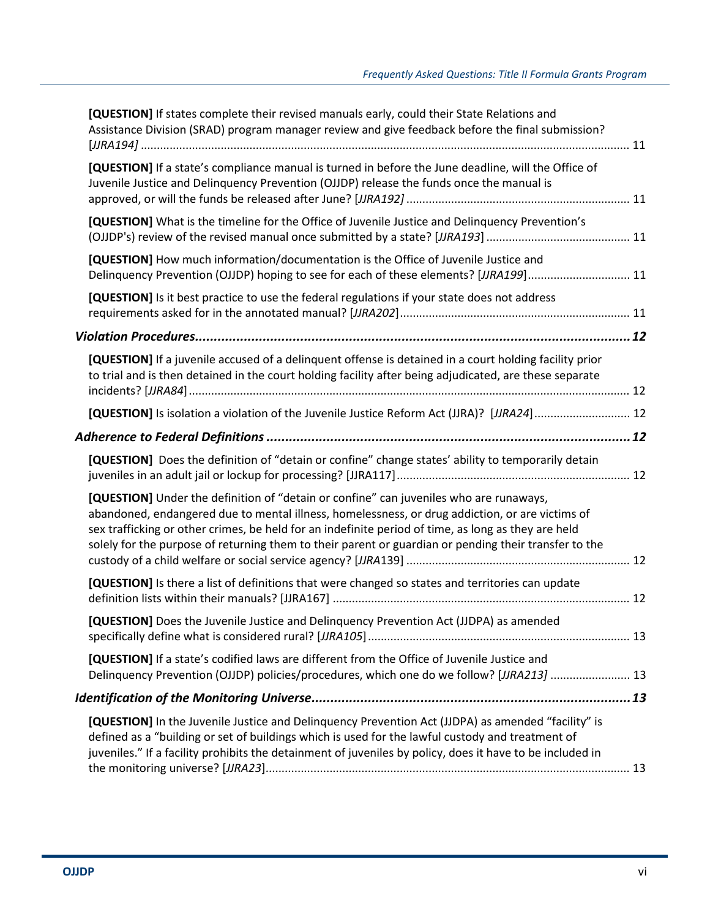**[QUESTION]** If states complete their revised manuals early, could their State Relations and Assistance Division (SRAD) program manager review and give feedback before the final submission? [*JJRA194]* ..... 11

**[QUESTION]** If a state's compliance manual is turned in before the June deadline, will the Office of Juvenile Justice and Delinquency Prevention (OJJDP) release the funds once the manual is approved, or will the funds be released after June? [*JJRA192]* ..... 11

**[QUESTION]** What is the timeline for the Office of Juvenile Justice and Delinquency Prevention's (OJJDP's) review of the revised manual once submitted by a state? [*JJRA193*] ..... 11

**[QUESTION]** How much information/documentation is the Office of Juvenile Justice and Delinquency Prevention (OJJDP) hoping to see for each of these elements? [*JJRA199*] ..... 11

**[QUESTION]** Is it best practice to use the federal regulations if your state does not address requirements asked for in the annotated manual? [*JJRA202*] ..... 11

***Violation Procedures*** ..... ***12***

**[QUESTION]** If a juvenile accused of a delinquent offense is detained in a court holding facility prior to trial and is then detained in the court holding facility after being adjudicated, are these separate incidents? [*JJRA84*] ..... 12

**[QUESTION]** Is isolation a violation of the Juvenile Justice Reform Act (JJRA)? [*JJRA24*] ..... 12

***Adherence to Federal Definitions*** ..... ***12***

**[QUESTION]** Does the definition of "detain or confine" change states' ability to temporarily detain juveniles in an adult jail or lockup for processing? [JJRA117] ..... 12

**[QUESTION]** Under the definition of "detain or confine" can juveniles who are runaways, abandoned, endangered due to mental illness, homelessness, or drug addiction, or are victims of sex trafficking or other crimes, be held for an indefinite period of time, as long as they are held solely for the purpose of returning them to their parent or guardian or pending their transfer to the custody of a child welfare or social service agency? [*JJRA*139] ..... 12

**[QUESTION]** Is there a list of definitions that were changed so states and territories can update definition lists within their manuals? [JJRA167] ..... 12

**[QUESTION]** Does the Juvenile Justice and Delinquency Prevention Act (JJDPA) as amended specifically define what is considered rural? [*JJRA105*] ..... 13

**[QUESTION]** If a state's codified laws are different from the Office of Juvenile Justice and Delinquency Prevention (OJJDP) policies/procedures, which one do we follow? [*JJRA213]* ..... 13

***Identification of the Monitoring Universe*** ..... ***13***

**[QUESTION]** In the Juvenile Justice and Delinquency Prevention Act (JJDPA) as amended "facility" is defined as a "building or set of buildings which is used for the lawful custody and treatment of juveniles." If a facility prohibits the detainment of juveniles by policy, does it have to be included in the monitoring universe? [*JJRA23*] ..... 13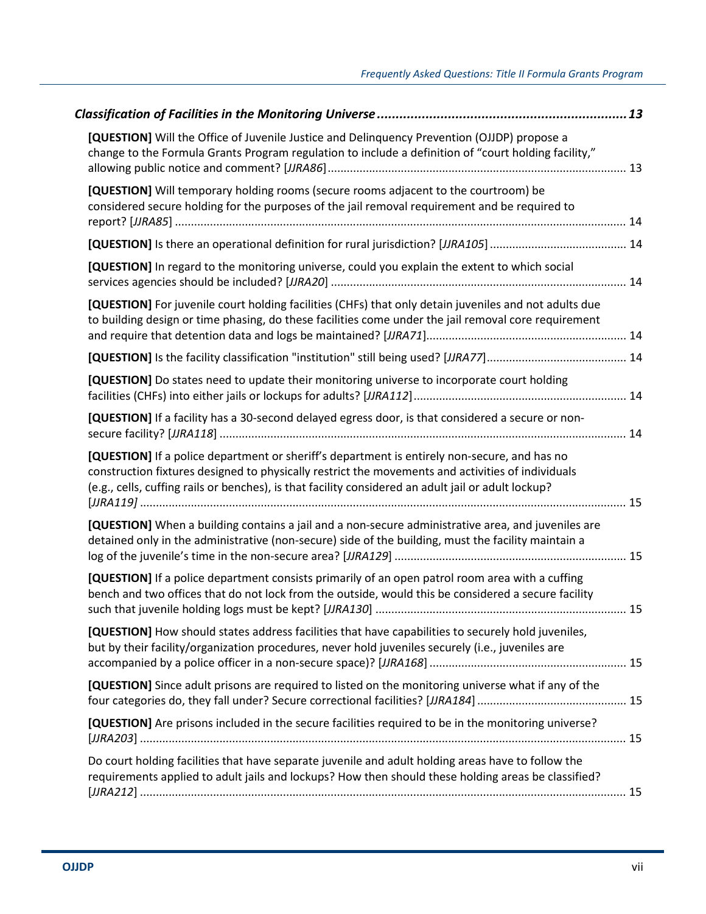*Classification of Facilities in the Monitoring Universe* ................................................................... *13*

**[QUESTION]** Will the Office of Juvenile Justice and Delinquency Prevention (OJJDP) propose a change to the Formula Grants Program regulation to include a definition of "court holding facility," allowing public notice and comment? [*JJRA86*] ........................................................................................ 13

**[QUESTION]** Will temporary holding rooms (secure rooms adjacent to the courtroom) be considered secure holding for the purposes of the jail removal requirement and be required to report? [*JJRA85*] ........................................................................................................................ 14

**[QUESTION]** Is there an operational definition for rural jurisdiction? [*JJRA105*] ........................................ 14

**[QUESTION]** In regard to the monitoring universe, could you explain the extent to which social services agencies should be included? [*JJRA20*] ........................................................................................ 14

**[QUESTION]** For juvenile court holding facilities (CHFs) that only detain juveniles and not adults due to building design or time phasing, do these facilities come under the jail removal core requirement and require that detention data and logs be maintained? [*JJRA71*].............................................................. 14

**[QUESTION]** Is the facility classification "institution" still being used? [*JJRA77*].......................................... 14

**[QUESTION]** Do states need to update their monitoring universe to incorporate court holding facilities (CHFs) into either jails or lockups for adults? [*JJRA112*].................................................................. 14

**[QUESTION]** If a facility has a 30-second delayed egress door, is that considered a secure or non-secure facility? [*JJRA118*] ............................................................................................................................. 14

**[QUESTION]** If a police department or sheriff's department is entirely non-secure, and has no construction fixtures designed to physically restrict the movements and activities of individuals (e.g., cells, cuffing rails or benches), is that facility considered an adult jail or adult lockup? [*JJRA119*] ..................................................................................................................................................... 15

**[QUESTION]** When a building contains a jail and a non-secure administrative area, and juveniles are detained only in the administrative (non-secure) side of the building, must the facility maintain a log of the juvenile's time in the non-secure area? [*JJRA129*] ........................................................................ 15

**[QUESTION]** If a police department consists primarily of an open patrol room area with a cuffing bench and two offices that do not lock from the outside, would this be considered a secure facility such that juvenile holding logs must be kept? [*JJRA130*] .............................................................................. 15

**[QUESTION]** How should states address facilities that have capabilities to securely hold juveniles, but by their facility/organization procedures, never hold juveniles securely (i.e., juveniles are accompanied by a police officer in a non-secure space)? [*JJRA168*] ............................................................. 15

**[QUESTION]** Since adult prisons are required to listed on the monitoring universe what if any of the four categories do, they fall under? Secure correctional facilities? [*JJRA184*] ............................................. 15

**[QUESTION]** Are prisons included in the secure facilities required to be in the monitoring universe? [*JJRA203*] ..................................................................................................................................................... 15

Do court holding facilities that have separate juvenile and adult holding areas have to follow the requirements applied to adult jails and lockups? How then should these holding areas be classified? [*JJRA212*] ..................................................................................................................................................... 15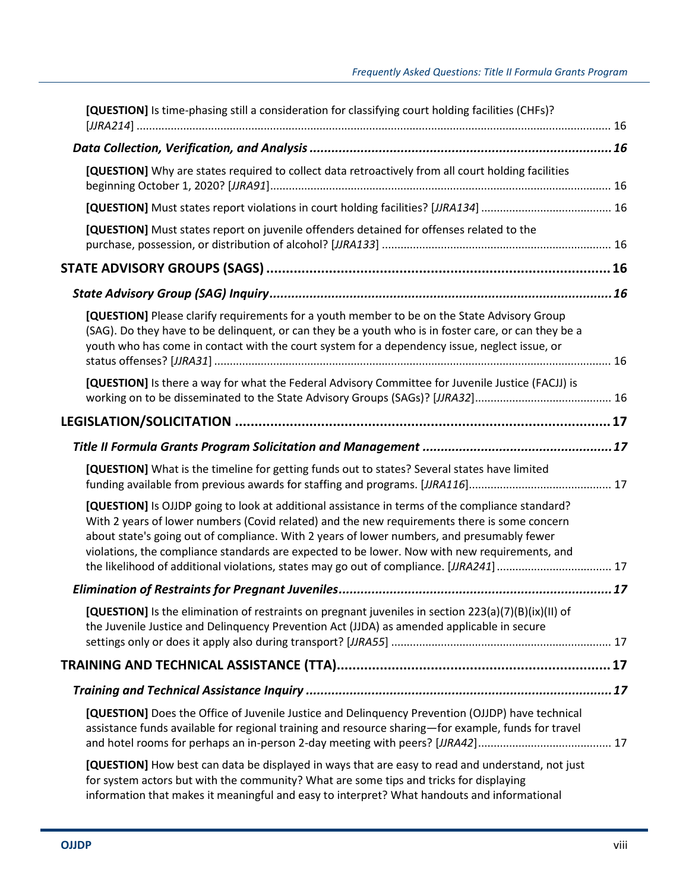**[QUESTION]** Is time-phasing still a consideration for classifying court holding facilities (CHFs)? [*JJRA214*] ........................................................................................................................................ 16

***Data Collection, Verification, and Analysis*** **.................................................................................. 16**

**[QUESTION]** Why are states required to collect data retroactively from all court holding facilities beginning October 1, 2020? [*JJRA91*]............................................................................................................ 16

**[QUESTION]** Must states report violations in court holding facilities? [*JJRA134*] ......................................... 16

**[QUESTION]** Must states report on juvenile offenders detained for offenses related to the purchase, possession, or distribution of alcohol? [*JJRA133*] ........................................................................ 16

**STATE ADVISORY GROUPS (SAGS) ........................................................................................ 16**

***State Advisory Group (SAG) Inquiry*** **............................................................................................ 16**

**[QUESTION]** Please clarify requirements for a youth member to be on the State Advisory Group (SAG). Do they have to be delinquent, or can they be a youth who is in foster care, or can they be a youth who has come in contact with the court system for a dependency issue, neglect issue, or status offenses? [*JJRA31*] .............................................................................................................................. 16

**[QUESTION]** Is there a way for what the Federal Advisory Committee for Juvenile Justice (FACJJ) is working on to be disseminated to the State Advisory Groups (SAGs)? [*JJRA32*]........................................... 16

**LEGISLATION/SOLICITATION ................................................................................................ 17**

***Title II Formula Grants Program Solicitation and Management*** **................................................... 17**

**[QUESTION]** What is the timeline for getting funds out to states? Several states have limited funding available from previous awards for staffing and programs. [*JJRA116*]............................................. 17

**[QUESTION]** Is OJJDP going to look at additional assistance in terms of the compliance standard? With 2 years of lower numbers (Covid related) and the new requirements there is some concern about state's going out of compliance. With 2 years of lower numbers, and presumably fewer violations, the compliance standards are expected to be lower. Now with new requirements, and the likelihood of additional violations, states may go out of compliance. [*JJRA241*] .................................... 17

***Elimination of Restraints for Pregnant Juveniles*** **........................................................................... 17**

**[QUESTION]** Is the elimination of restraints on pregnant juveniles in section 223(a)(7)(B)(ix)(II) of the Juvenile Justice and Delinquency Prevention Act (JJDA) as amended applicable in secure settings only or does it apply also during transport? [*JJRA55*] ..................................................................... 17

**TRAINING AND TECHNICAL ASSISTANCE (TTA)..................................................................... 17**

***Training and Technical Assistance Inquiry*** **................................................................................... 17**

**[QUESTION]** Does the Office of Juvenile Justice and Delinquency Prevention (OJJDP) have technical assistance funds available for regional training and resource sharing—for example, funds for travel and hotel rooms for perhaps an in-person 2-day meeting with peers? [*JJRA42*].......................................... 17

**[QUESTION]** How best can data be displayed in ways that are easy to read and understand, not just for system actors but with the community? What are some tips and tricks for displaying information that makes it meaningful and easy to interpret? What handouts and informational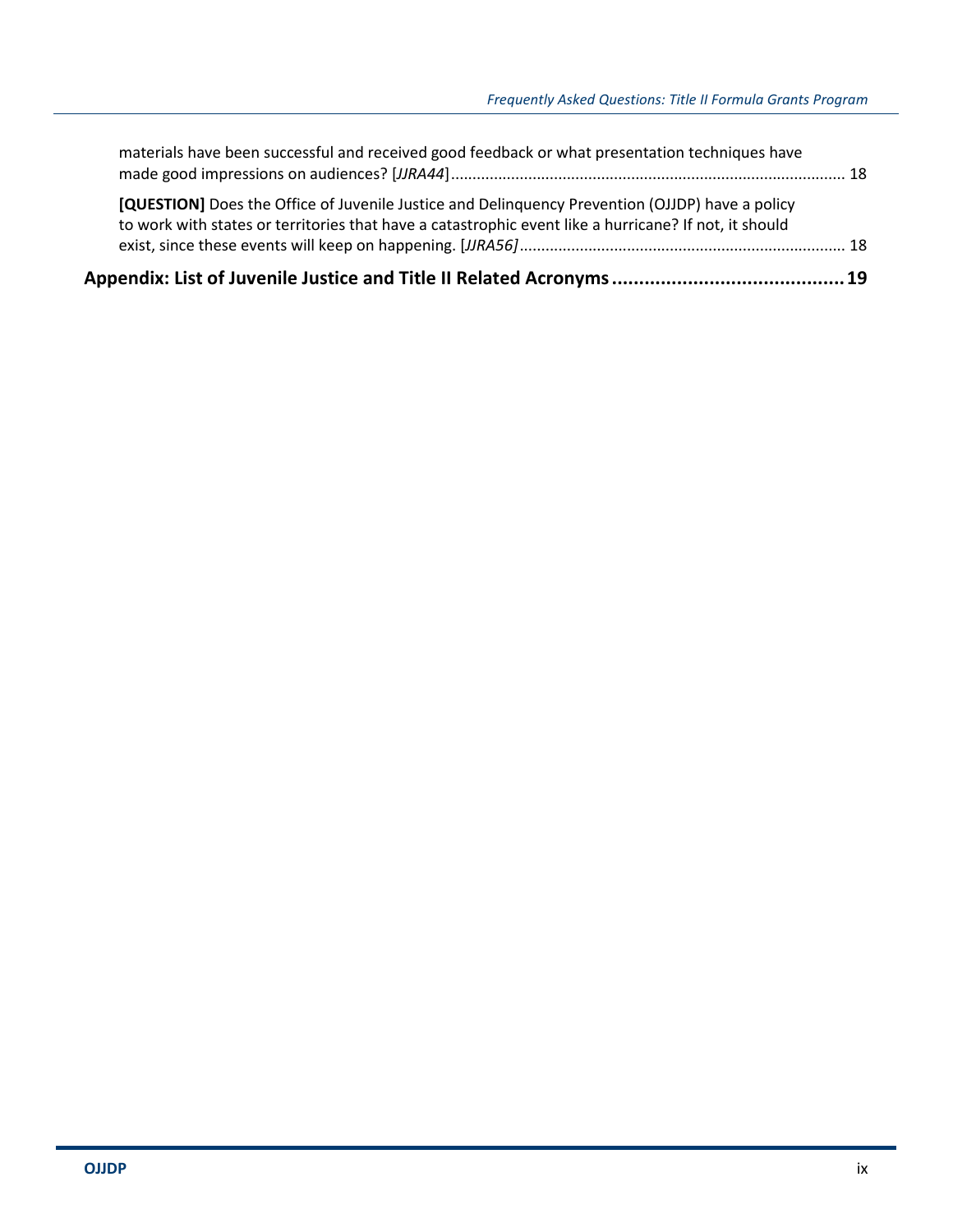materials have been successful and received good feedback or what presentation techniques have made good impressions on audiences? [*JJRA44*] ........................................................................................ 18

**[QUESTION]** Does the Office of Juvenile Justice and Delinquency Prevention (OJJDP) have a policy to work with states or territories that have a catastrophic event like a hurricane? If not, it should exist, since these events will keep on happening. [*JJRA56]* ........................................................................ 18

**Appendix: List of Juvenile Justice and Title II Related Acronyms ........................................ 19**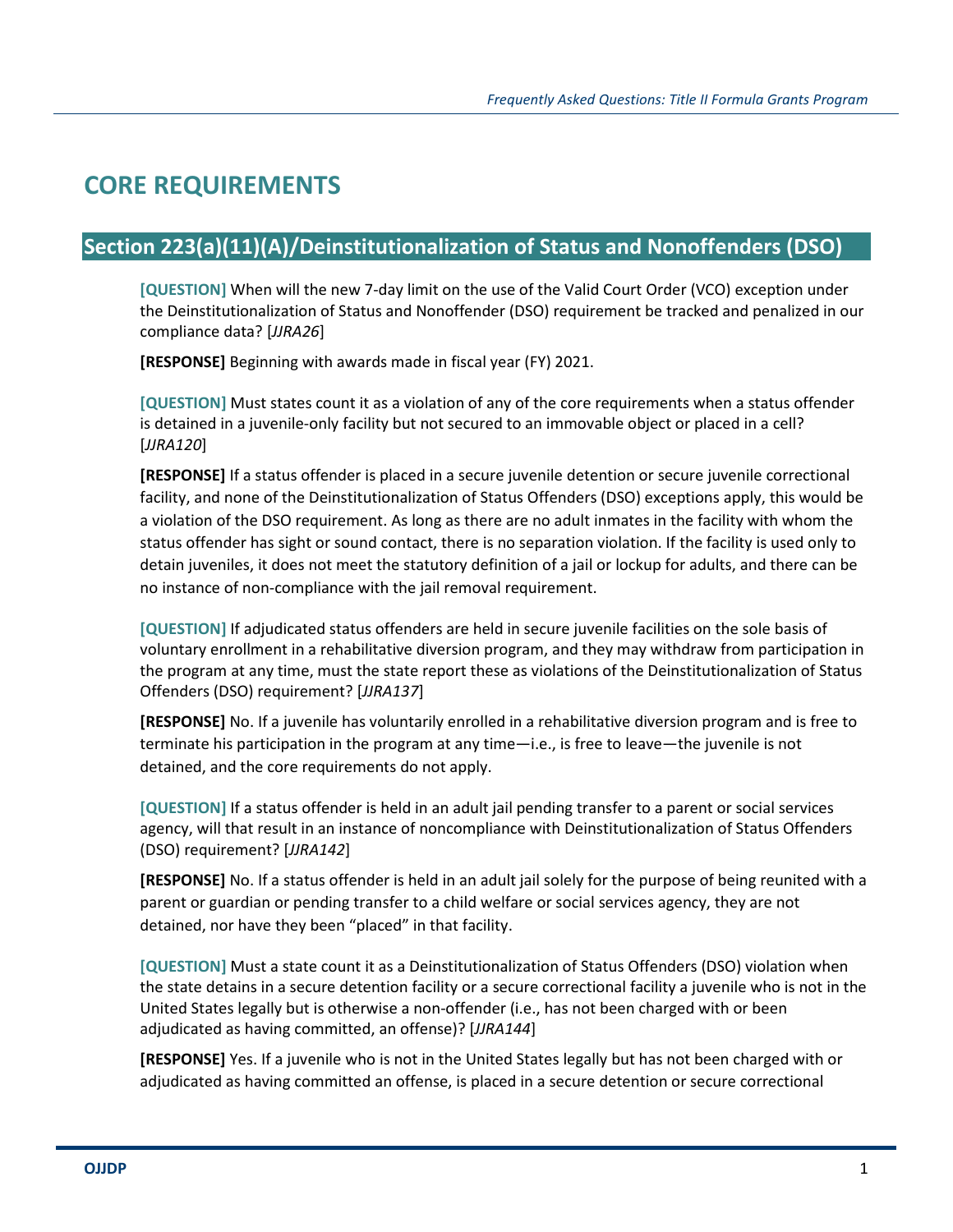# CORE REQUIREMENTS

## Section 223(a)(11)(A)/Deinstitutionalization of Status and Nonoffenders (DSO)

**[QUESTION]** When will the new 7-day limit on the use of the Valid Court Order (VCO) exception under the Deinstitutionalization of Status and Nonoffender (DSO) requirement be tracked and penalized in our compliance data? [*JJRA26*]

**[RESPONSE]** Beginning with awards made in fiscal year (FY) 2021.

**[QUESTION]** Must states count it as a violation of any of the core requirements when a status offender is detained in a juvenile-only facility but not secured to an immovable object or placed in a cell? [*JJRA120*]

**[RESPONSE]** If a status offender is placed in a secure juvenile detention or secure juvenile correctional facility, and none of the Deinstitutionalization of Status Offenders (DSO) exceptions apply, this would be a violation of the DSO requirement. As long as there are no adult inmates in the facility with whom the status offender has sight or sound contact, there is no separation violation. If the facility is used only to detain juveniles, it does not meet the statutory definition of a jail or lockup for adults, and there can be no instance of non-compliance with the jail removal requirement.

**[QUESTION]** If adjudicated status offenders are held in secure juvenile facilities on the sole basis of voluntary enrollment in a rehabilitative diversion program, and they may withdraw from participation in the program at any time, must the state report these as violations of the Deinstitutionalization of Status Offenders (DSO) requirement? [*JJRA137*]

**[RESPONSE]** No. If a juvenile has voluntarily enrolled in a rehabilitative diversion program and is free to terminate his participation in the program at any time—i.e., is free to leave—the juvenile is not detained, and the core requirements do not apply.

**[QUESTION]** If a status offender is held in an adult jail pending transfer to a parent or social services agency, will that result in an instance of noncompliance with Deinstitutionalization of Status Offenders (DSO) requirement? [*JJRA142*]

**[RESPONSE]** No. If a status offender is held in an adult jail solely for the purpose of being reunited with a parent or guardian or pending transfer to a child welfare or social services agency, they are not detained, nor have they been "placed" in that facility.

**[QUESTION]** Must a state count it as a Deinstitutionalization of Status Offenders (DSO) violation when the state detains in a secure detention facility or a secure correctional facility a juvenile who is not in the United States legally but is otherwise a non-offender (i.e., has not been charged with or been adjudicated as having committed, an offense)? [*JJRA144*]

**[RESPONSE]** Yes. If a juvenile who is not in the United States legally but has not been charged with or adjudicated as having committed an offense, is placed in a secure detention or secure correctional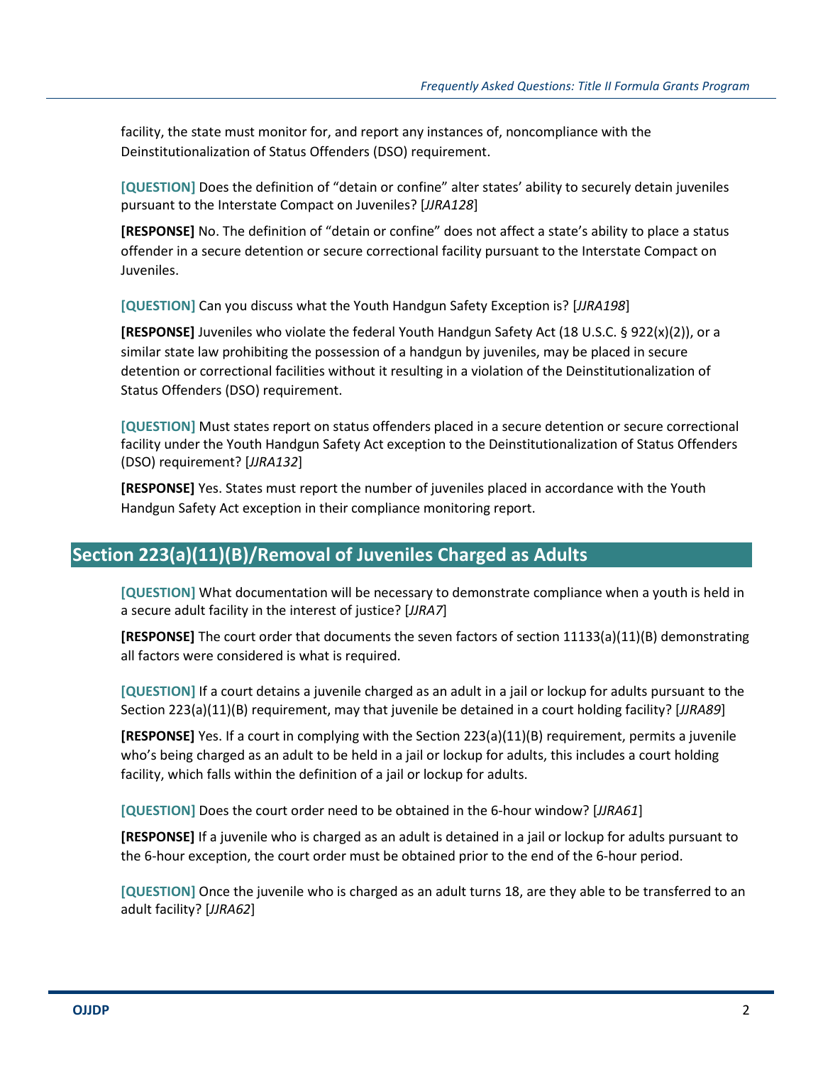facility, the state must monitor for, and report any instances of, noncompliance with the Deinstitutionalization of Status Offenders (DSO) requirement.

**[QUESTION]** Does the definition of "detain or confine" alter states' ability to securely detain juveniles pursuant to the Interstate Compact on Juveniles? [*JJRA128*]

**[RESPONSE]** No. The definition of "detain or confine" does not affect a state's ability to place a status offender in a secure detention or secure correctional facility pursuant to the Interstate Compact on Juveniles.

**[QUESTION]** Can you discuss what the Youth Handgun Safety Exception is? [*JJRA198*]

**[RESPONSE]** Juveniles who violate the federal Youth Handgun Safety Act (18 U.S.C. § 922(x)(2)), or a similar state law prohibiting the possession of a handgun by juveniles, may be placed in secure detention or correctional facilities without it resulting in a violation of the Deinstitutionalization of Status Offenders (DSO) requirement.

**[QUESTION]** Must states report on status offenders placed in a secure detention or secure correctional facility under the Youth Handgun Safety Act exception to the Deinstitutionalization of Status Offenders (DSO) requirement? [*JJRA132*]

**[RESPONSE]** Yes. States must report the number of juveniles placed in accordance with the Youth Handgun Safety Act exception in their compliance monitoring report.

## Section 223(a)(11)(B)/Removal of Juveniles Charged as Adults

**[QUESTION]** What documentation will be necessary to demonstrate compliance when a youth is held in a secure adult facility in the interest of justice? [*JJRA7*]

**[RESPONSE]** The court order that documents the seven factors of section 11133(a)(11)(B) demonstrating all factors were considered is what is required.

**[QUESTION]** If a court detains a juvenile charged as an adult in a jail or lockup for adults pursuant to the Section 223(a)(11)(B) requirement, may that juvenile be detained in a court holding facility? [*JJRA89*]

**[RESPONSE]** Yes. If a court in complying with the Section 223(a)(11)(B) requirement, permits a juvenile who's being charged as an adult to be held in a jail or lockup for adults, this includes a court holding facility, which falls within the definition of a jail or lockup for adults.

**[QUESTION]** Does the court order need to be obtained in the 6-hour window? [*JJRA61*]

**[RESPONSE]** If a juvenile who is charged as an adult is detained in a jail or lockup for adults pursuant to the 6-hour exception, the court order must be obtained prior to the end of the 6-hour period.

**[QUESTION]** Once the juvenile who is charged as an adult turns 18, are they able to be transferred to an adult facility? [*JJRA62*]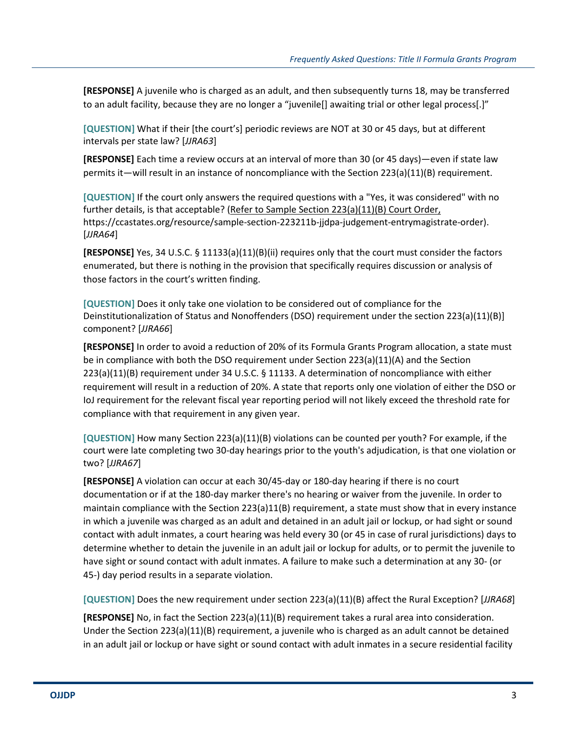**[RESPONSE]** A juvenile who is charged as an adult, and then subsequently turns 18, may be transferred to an adult facility, because they are no longer a "juvenile[] awaiting trial or other legal process[.]"

**[QUESTION]** What if their [the court's] periodic reviews are NOT at 30 or 45 days, but at different intervals per state law? [*JJRA63*]

**[RESPONSE]** Each time a review occurs at an interval of more than 30 (or 45 days)—even if state law permits it—will result in an instance of noncompliance with the Section 223(a)(11)(B) requirement.

**[QUESTION]** If the court only answers the required questions with a "Yes, it was considered" with no further details, is that acceptable? (Refer to Sample Section 223(a)(11)(B) Court Order, https://ccastates.org/resource/sample-section-223211b-jjdpa-judgement-entrymagistrate-order). [*JJRA64*]

**[RESPONSE]** Yes, 34 U.S.C. § 11133(a)(11)(B)(ii) requires only that the court must consider the factors enumerated, but there is nothing in the provision that specifically requires discussion or analysis of those factors in the court's written finding.

**[QUESTION]** Does it only take one violation to be considered out of compliance for the Deinstitutionalization of Status and Nonoffenders (DSO) requirement under the section 223(a)(11)(B)] component? [*JJRA66*]

**[RESPONSE]** In order to avoid a reduction of 20% of its Formula Grants Program allocation, a state must be in compliance with both the DSO requirement under Section 223(a)(11)(A) and the Section 223(a)(11)(B) requirement under 34 U.S.C. § 11133. A determination of noncompliance with either requirement will result in a reduction of 20%. A state that reports only one violation of either the DSO or IoJ requirement for the relevant fiscal year reporting period will not likely exceed the threshold rate for compliance with that requirement in any given year.

**[QUESTION]** How many Section 223(a)(11)(B) violations can be counted per youth? For example, if the court were late completing two 30-day hearings prior to the youth's adjudication, is that one violation or two? [*JJRA67*]

**[RESPONSE]** A violation can occur at each 30/45-day or 180-day hearing if there is no court documentation or if at the 180-day marker there's no hearing or waiver from the juvenile. In order to maintain compliance with the Section 223(a)11(B) requirement, a state must show that in every instance in which a juvenile was charged as an adult and detained in an adult jail or lockup, or had sight or sound contact with adult inmates, a court hearing was held every 30 (or 45 in case of rural jurisdictions) days to determine whether to detain the juvenile in an adult jail or lockup for adults, or to permit the juvenile to have sight or sound contact with adult inmates. A failure to make such a determination at any 30- (or 45-) day period results in a separate violation.

**[QUESTION]** Does the new requirement under section 223(a)(11)(B) affect the Rural Exception? [*JJRA68*]

**[RESPONSE]** No, in fact the Section 223(a)(11)(B) requirement takes a rural area into consideration. Under the Section 223(a)(11)(B) requirement, a juvenile who is charged as an adult cannot be detained in an adult jail or lockup or have sight or sound contact with adult inmates in a secure residential facility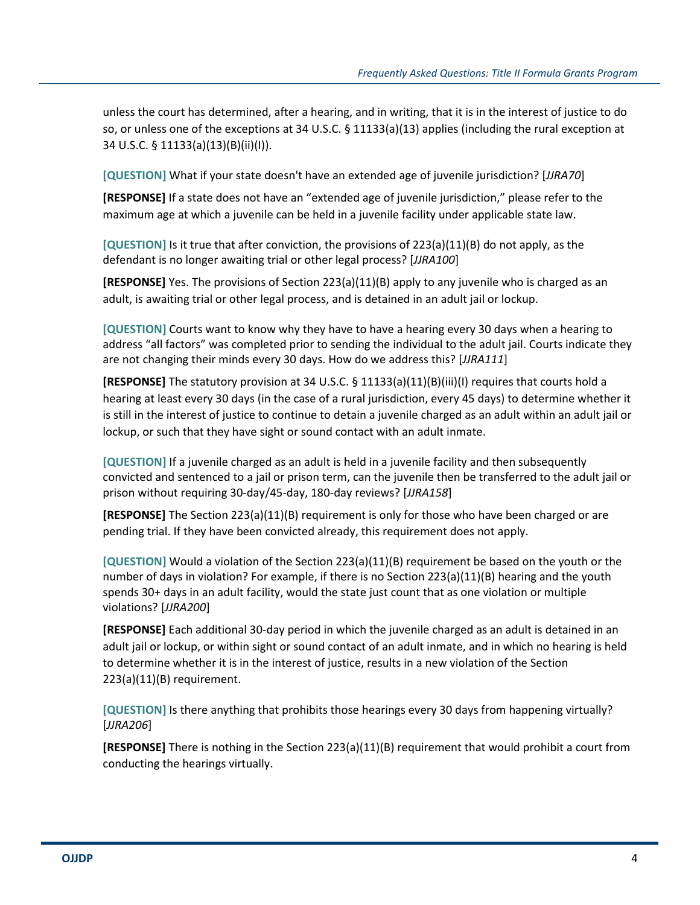unless the court has determined, after a hearing, and in writing, that it is in the interest of justice to do so, or unless one of the exceptions at 34 U.S.C. § 11133(a)(13) applies (including the rural exception at 34 U.S.C. § 11133(a)(13)(B)(ii)(I)).

**[QUESTION]** What if your state doesn't have an extended age of juvenile jurisdiction? [*JJRA70*]

**[RESPONSE]** If a state does not have an "extended age of juvenile jurisdiction," please refer to the maximum age at which a juvenile can be held in a juvenile facility under applicable state law.

**[QUESTION]** Is it true that after conviction, the provisions of 223(a)(11)(B) do not apply, as the defendant is no longer awaiting trial or other legal process? [*JJRA100*]

**[RESPONSE]** Yes. The provisions of Section 223(a)(11)(B) apply to any juvenile who is charged as an adult, is awaiting trial or other legal process, and is detained in an adult jail or lockup.

**[QUESTION]** Courts want to know why they have to have a hearing every 30 days when a hearing to address "all factors" was completed prior to sending the individual to the adult jail. Courts indicate they are not changing their minds every 30 days. How do we address this? [*JJRA111*]

**[RESPONSE]** The statutory provision at 34 U.S.C. § 11133(a)(11)(B)(iii)(I) requires that courts hold a hearing at least every 30 days (in the case of a rural jurisdiction, every 45 days) to determine whether it is still in the interest of justice to continue to detain a juvenile charged as an adult within an adult jail or lockup, or such that they have sight or sound contact with an adult inmate.

**[QUESTION]** If a juvenile charged as an adult is held in a juvenile facility and then subsequently convicted and sentenced to a jail or prison term, can the juvenile then be transferred to the adult jail or prison without requiring 30-day/45-day, 180-day reviews? [*JJRA158*]

**[RESPONSE]** The Section 223(a)(11)(B) requirement is only for those who have been charged or are pending trial. If they have been convicted already, this requirement does not apply.

**[QUESTION]** Would a violation of the Section 223(a)(11)(B) requirement be based on the youth or the number of days in violation? For example, if there is no Section 223(a)(11)(B) hearing and the youth spends 30+ days in an adult facility, would the state just count that as one violation or multiple violations? [*JJRA200*]

**[RESPONSE]** Each additional 30-day period in which the juvenile charged as an adult is detained in an adult jail or lockup, or within sight or sound contact of an adult inmate, and in which no hearing is held to determine whether it is in the interest of justice, results in a new violation of the Section 223(a)(11)(B) requirement.

**[QUESTION]** Is there anything that prohibits those hearings every 30 days from happening virtually? [*JJRA206*]

**[RESPONSE]** There is nothing in the Section 223(a)(11)(B) requirement that would prohibit a court from conducting the hearings virtually.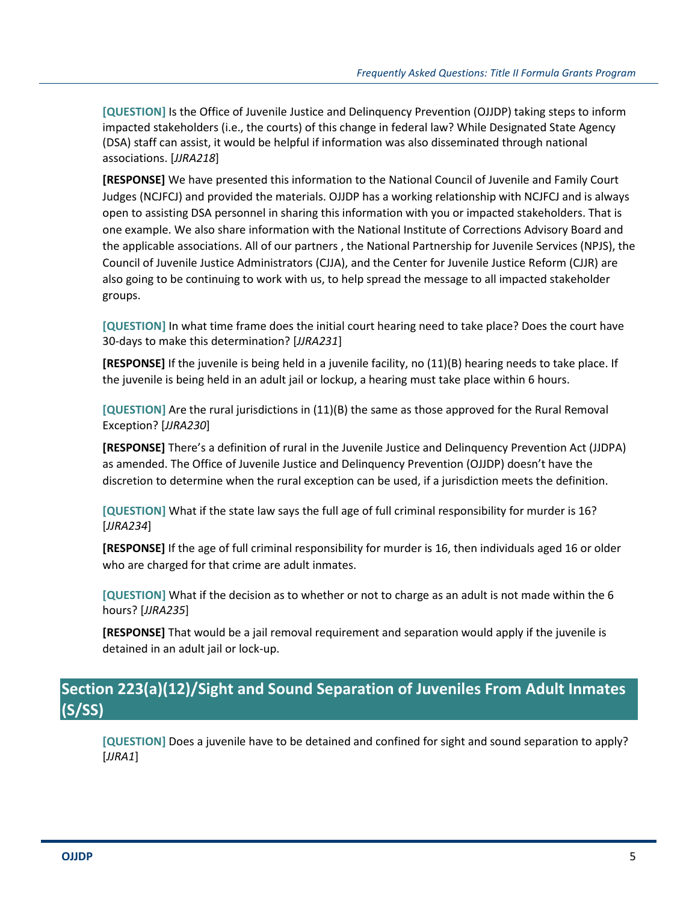**[QUESTION]** Is the Office of Juvenile Justice and Delinquency Prevention (OJJDP) taking steps to inform impacted stakeholders (i.e., the courts) of this change in federal law? While Designated State Agency (DSA) staff can assist, it would be helpful if information was also disseminated through national associations. [*JJRA218*]

**[RESPONSE]** We have presented this information to the National Council of Juvenile and Family Court Judges (NCJFCJ) and provided the materials. OJJDP has a working relationship with NCJFCJ and is always open to assisting DSA personnel in sharing this information with you or impacted stakeholders. That is one example. We also share information with the National Institute of Corrections Advisory Board and the applicable associations. All of our partners , the National Partnership for Juvenile Services (NPJS), the Council of Juvenile Justice Administrators (CJJA), and the Center for Juvenile Justice Reform (CJJR) are also going to be continuing to work with us, to help spread the message to all impacted stakeholder groups.

**[QUESTION]** In what time frame does the initial court hearing need to take place? Does the court have 30-days to make this determination? [*JJRA231*]

**[RESPONSE]** If the juvenile is being held in a juvenile facility, no (11)(B) hearing needs to take place. If the juvenile is being held in an adult jail or lockup, a hearing must take place within 6 hours.

**[QUESTION]** Are the rural jurisdictions in (11)(B) the same as those approved for the Rural Removal Exception? [*JJRA230*]

**[RESPONSE]** There's a definition of rural in the Juvenile Justice and Delinquency Prevention Act (JJDPA) as amended. The Office of Juvenile Justice and Delinquency Prevention (OJJDP) doesn't have the discretion to determine when the rural exception can be used, if a jurisdiction meets the definition.

**[QUESTION]** What if the state law says the full age of full criminal responsibility for murder is 16? [*JJRA234*]

**[RESPONSE]** If the age of full criminal responsibility for murder is 16, then individuals aged 16 or older who are charged for that crime are adult inmates.

**[QUESTION]** What if the decision as to whether or not to charge as an adult is not made within the 6 hours? [*JJRA235*]

**[RESPONSE]** That would be a jail removal requirement and separation would apply if the juvenile is detained in an adult jail or lock-up.

## Section 223(a)(12)/Sight and Sound Separation of Juveniles From Adult Inmates (S/SS)

**[QUESTION]** Does a juvenile have to be detained and confined for sight and sound separation to apply? [*JJRA1*]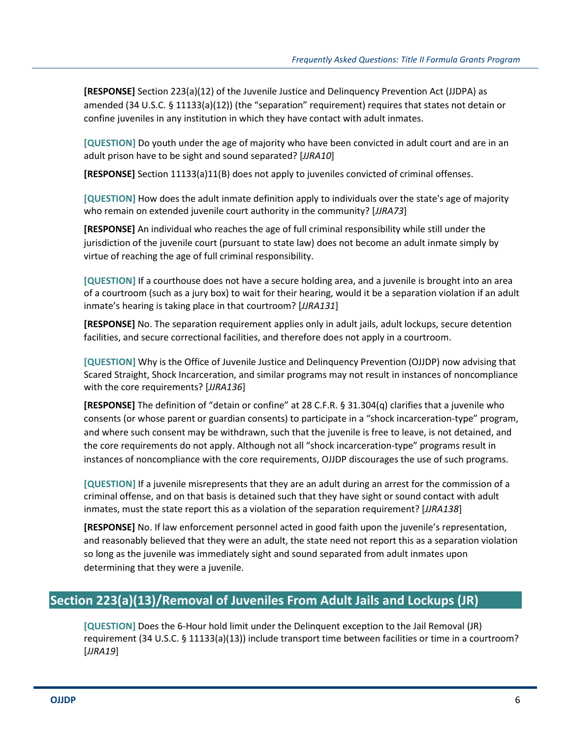**[RESPONSE]** Section 223(a)(12) of the Juvenile Justice and Delinquency Prevention Act (JJDPA) as amended (34 U.S.C. § 11133(a)(12)) (the "separation" requirement) requires that states not detain or confine juveniles in any institution in which they have contact with adult inmates.

**[QUESTION]** Do youth under the age of majority who have been convicted in adult court and are in an adult prison have to be sight and sound separated? [*JJRA10*]

**[RESPONSE]** Section 11133(a)11(B) does not apply to juveniles convicted of criminal offenses.

**[QUESTION]** How does the adult inmate definition apply to individuals over the state's age of majority who remain on extended juvenile court authority in the community? [*JJRA73*]

**[RESPONSE]** An individual who reaches the age of full criminal responsibility while still under the jurisdiction of the juvenile court (pursuant to state law) does not become an adult inmate simply by virtue of reaching the age of full criminal responsibility.

**[QUESTION]** If a courthouse does not have a secure holding area, and a juvenile is brought into an area of a courtroom (such as a jury box) to wait for their hearing, would it be a separation violation if an adult inmate's hearing is taking place in that courtroom? [*JJRA131*]

**[RESPONSE]** No. The separation requirement applies only in adult jails, adult lockups, secure detention facilities, and secure correctional facilities, and therefore does not apply in a courtroom.

**[QUESTION]** Why is the Office of Juvenile Justice and Delinquency Prevention (OJJDP) now advising that Scared Straight, Shock Incarceration, and similar programs may not result in instances of noncompliance with the core requirements? [*JJRA136*]

**[RESPONSE]** The definition of "detain or confine" at 28 C.F.R. § 31.304(q) clarifies that a juvenile who consents (or whose parent or guardian consents) to participate in a "shock incarceration-type" program, and where such consent may be withdrawn, such that the juvenile is free to leave, is not detained, and the core requirements do not apply. Although not all "shock incarceration-type" programs result in instances of noncompliance with the core requirements, OJJDP discourages the use of such programs.

**[QUESTION]** If a juvenile misrepresents that they are an adult during an arrest for the commission of a criminal offense, and on that basis is detained such that they have sight or sound contact with adult inmates, must the state report this as a violation of the separation requirement? [*JJRA138*]

**[RESPONSE]** No. If law enforcement personnel acted in good faith upon the juvenile's representation, and reasonably believed that they were an adult, the state need not report this as a separation violation so long as the juvenile was immediately sight and sound separated from adult inmates upon determining that they were a juvenile.

## Section 223(a)(13)/Removal of Juveniles From Adult Jails and Lockups (JR)

**[QUESTION]** Does the 6-Hour hold limit under the Delinquent exception to the Jail Removal (JR) requirement (34 U.S.C. § 11133(a)(13)) include transport time between facilities or time in a courtroom? [*JJRA19*]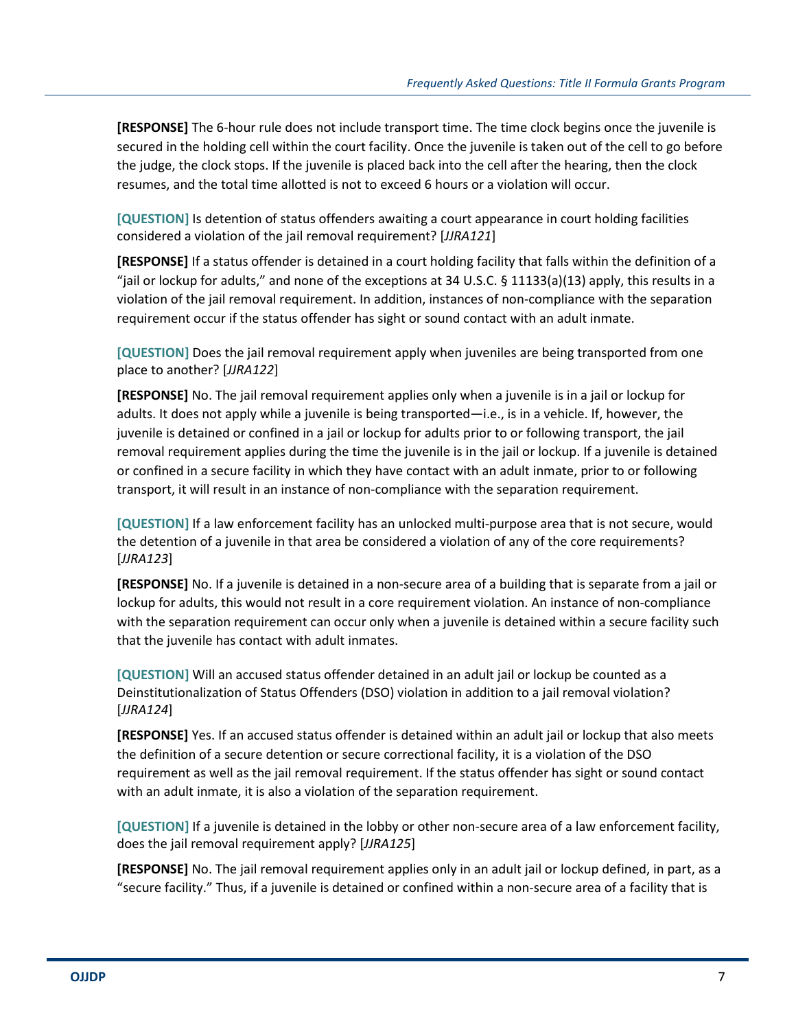**[RESPONSE]** The 6-hour rule does not include transport time. The time clock begins once the juvenile is secured in the holding cell within the court facility. Once the juvenile is taken out of the cell to go before the judge, the clock stops. If the juvenile is placed back into the cell after the hearing, then the clock resumes, and the total time allotted is not to exceed 6 hours or a violation will occur.

**[QUESTION]** Is detention of status offenders awaiting a court appearance in court holding facilities considered a violation of the jail removal requirement? [*JJRA121*]

**[RESPONSE]** If a status offender is detained in a court holding facility that falls within the definition of a "jail or lockup for adults," and none of the exceptions at 34 U.S.C. § 11133(a)(13) apply, this results in a violation of the jail removal requirement. In addition, instances of non-compliance with the separation requirement occur if the status offender has sight or sound contact with an adult inmate.

**[QUESTION]** Does the jail removal requirement apply when juveniles are being transported from one place to another? [*JJRA122*]

**[RESPONSE]** No. The jail removal requirement applies only when a juvenile is in a jail or lockup for adults. It does not apply while a juvenile is being transported—i.e., is in a vehicle. If, however, the juvenile is detained or confined in a jail or lockup for adults prior to or following transport, the jail removal requirement applies during the time the juvenile is in the jail or lockup. If a juvenile is detained or confined in a secure facility in which they have contact with an adult inmate, prior to or following transport, it will result in an instance of non-compliance with the separation requirement.

**[QUESTION]** If a law enforcement facility has an unlocked multi-purpose area that is not secure, would the detention of a juvenile in that area be considered a violation of any of the core requirements? [*JJRA123*]

**[RESPONSE]** No. If a juvenile is detained in a non-secure area of a building that is separate from a jail or lockup for adults, this would not result in a core requirement violation. An instance of non-compliance with the separation requirement can occur only when a juvenile is detained within a secure facility such that the juvenile has contact with adult inmates.

**[QUESTION]** Will an accused status offender detained in an adult jail or lockup be counted as a Deinstitutionalization of Status Offenders (DSO) violation in addition to a jail removal violation? [*JJRA124*]

**[RESPONSE]** Yes. If an accused status offender is detained within an adult jail or lockup that also meets the definition of a secure detention or secure correctional facility, it is a violation of the DSO requirement as well as the jail removal requirement. If the status offender has sight or sound contact with an adult inmate, it is also a violation of the separation requirement.

**[QUESTION]** If a juvenile is detained in the lobby or other non-secure area of a law enforcement facility, does the jail removal requirement apply? [*JJRA125*]

**[RESPONSE]** No. The jail removal requirement applies only in an adult jail or lockup defined, in part, as a "secure facility." Thus, if a juvenile is detained or confined within a non-secure area of a facility that is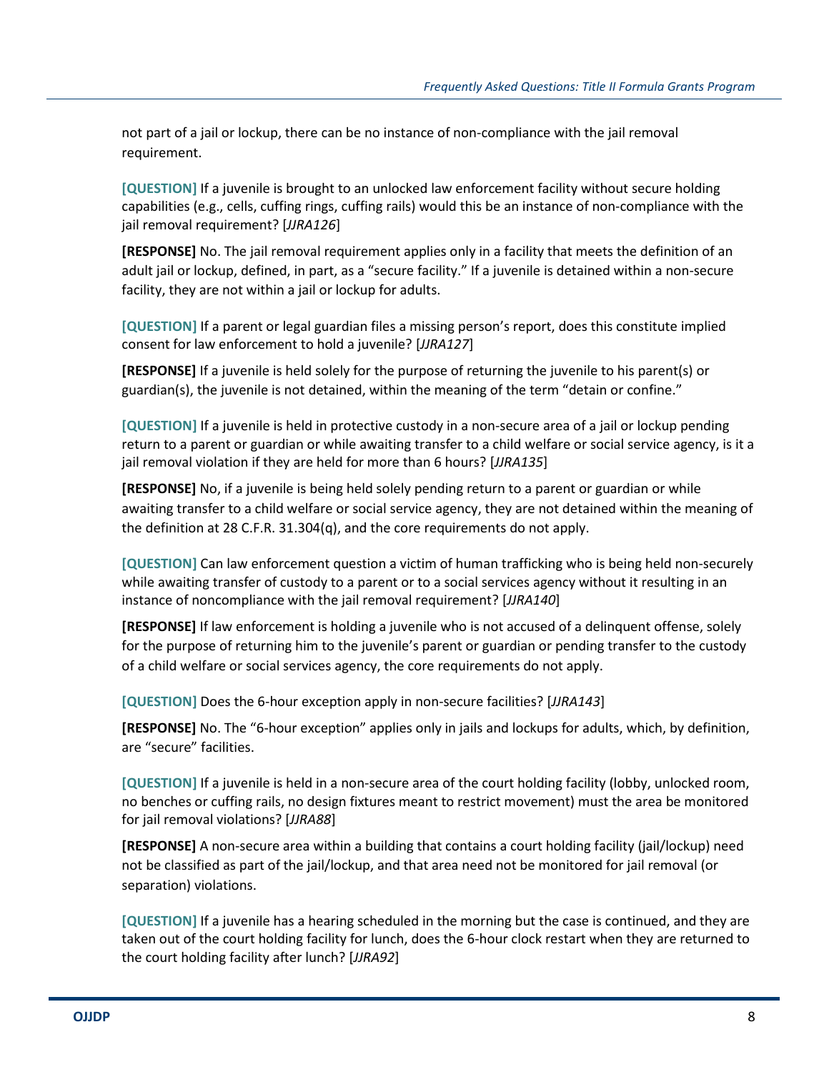not part of a jail or lockup, there can be no instance of non-compliance with the jail removal requirement.

**[QUESTION]** If a juvenile is brought to an unlocked law enforcement facility without secure holding capabilities (e.g., cells, cuffing rings, cuffing rails) would this be an instance of non-compliance with the jail removal requirement? [*JJRA126*]

**[RESPONSE]** No. The jail removal requirement applies only in a facility that meets the definition of an adult jail or lockup, defined, in part, as a "secure facility." If a juvenile is detained within a non-secure facility, they are not within a jail or lockup for adults.

**[QUESTION]** If a parent or legal guardian files a missing person's report, does this constitute implied consent for law enforcement to hold a juvenile? [*JJRA127*]

**[RESPONSE]** If a juvenile is held solely for the purpose of returning the juvenile to his parent(s) or guardian(s), the juvenile is not detained, within the meaning of the term "detain or confine."

**[QUESTION]** If a juvenile is held in protective custody in a non-secure area of a jail or lockup pending return to a parent or guardian or while awaiting transfer to a child welfare or social service agency, is it a jail removal violation if they are held for more than 6 hours? [*JJRA135*]

**[RESPONSE]** No, if a juvenile is being held solely pending return to a parent or guardian or while awaiting transfer to a child welfare or social service agency, they are not detained within the meaning of the definition at 28 C.F.R. 31.304(q), and the core requirements do not apply.

**[QUESTION]** Can law enforcement question a victim of human trafficking who is being held non-securely while awaiting transfer of custody to a parent or to a social services agency without it resulting in an instance of noncompliance with the jail removal requirement? [*JJRA140*]

**[RESPONSE]** If law enforcement is holding a juvenile who is not accused of a delinquent offense, solely for the purpose of returning him to the juvenile's parent or guardian or pending transfer to the custody of a child welfare or social services agency, the core requirements do not apply.

**[QUESTION]** Does the 6-hour exception apply in non-secure facilities? [*JJRA143*]

**[RESPONSE]** No. The "6-hour exception" applies only in jails and lockups for adults, which, by definition, are "secure" facilities.

**[QUESTION]** If a juvenile is held in a non-secure area of the court holding facility (lobby, unlocked room, no benches or cuffing rails, no design fixtures meant to restrict movement) must the area be monitored for jail removal violations? [*JJRA88*]

**[RESPONSE]** A non-secure area within a building that contains a court holding facility (jail/lockup) need not be classified as part of the jail/lockup, and that area need not be monitored for jail removal (or separation) violations.

**[QUESTION]** If a juvenile has a hearing scheduled in the morning but the case is continued, and they are taken out of the court holding facility for lunch, does the 6-hour clock restart when they are returned to the court holding facility after lunch? [*JJRA92*]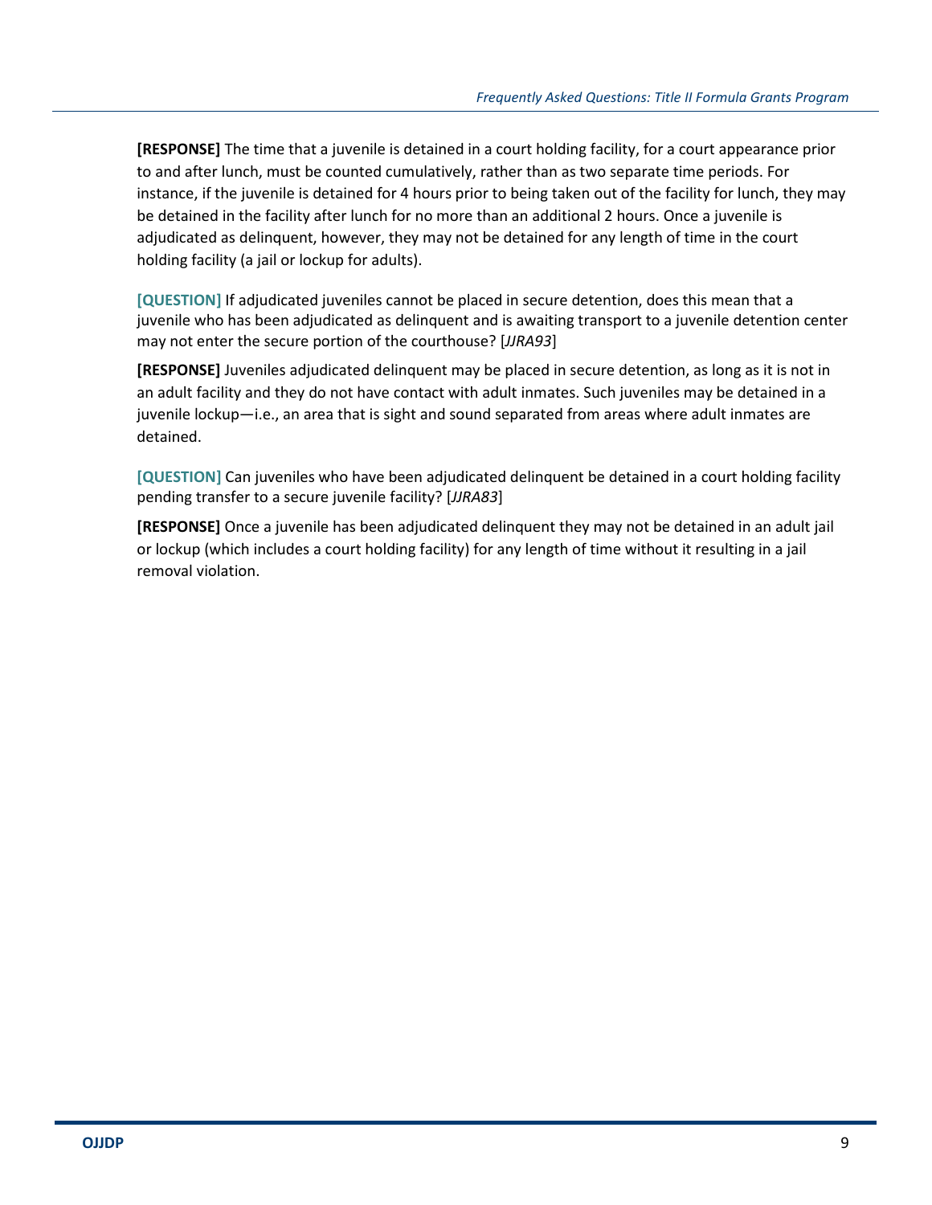**[RESPONSE]** The time that a juvenile is detained in a court holding facility, for a court appearance prior to and after lunch, must be counted cumulatively, rather than as two separate time periods. For instance, if the juvenile is detained for 4 hours prior to being taken out of the facility for lunch, they may be detained in the facility after lunch for no more than an additional 2 hours. Once a juvenile is adjudicated as delinquent, however, they may not be detained for any length of time in the court holding facility (a jail or lockup for adults).

**[QUESTION]** If adjudicated juveniles cannot be placed in secure detention, does this mean that a juvenile who has been adjudicated as delinquent and is awaiting transport to a juvenile detention center may not enter the secure portion of the courthouse? [*JJRA93*]

**[RESPONSE]** Juveniles adjudicated delinquent may be placed in secure detention, as long as it is not in an adult facility and they do not have contact with adult inmates. Such juveniles may be detained in a juvenile lockup—i.e., an area that is sight and sound separated from areas where adult inmates are detained.

**[QUESTION]** Can juveniles who have been adjudicated delinquent be detained in a court holding facility pending transfer to a secure juvenile facility? [*JJRA83*]

**[RESPONSE]** Once a juvenile has been adjudicated delinquent they may not be detained in an adult jail or lockup (which includes a court holding facility) for any length of time without it resulting in a jail removal violation.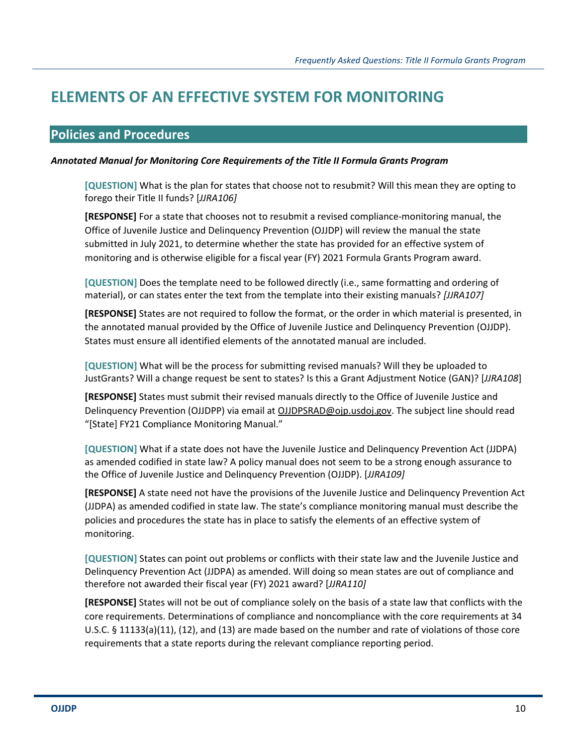# ELEMENTS OF AN EFFECTIVE SYSTEM FOR MONITORING

## Policies and Procedures

### *Annotated Manual for Monitoring Core Requirements of the Title II Formula Grants Program*

**[QUESTION]** What is the plan for states that choose not to resubmit? Will this mean they are opting to forego their Title II funds? [*JJRA106]*

**[RESPONSE]** For a state that chooses not to resubmit a revised compliance-monitoring manual, the Office of Juvenile Justice and Delinquency Prevention (OJJDP) will review the manual the state submitted in July 2021, to determine whether the state has provided for an effective system of monitoring and is otherwise eligible for a fiscal year (FY) 2021 Formula Grants Program award.

**[QUESTION]** Does the template need to be followed directly (i.e., same formatting and ordering of material), or can states enter the text from the template into their existing manuals? *[JJRA107]*

**[RESPONSE]** States are not required to follow the format, or the order in which material is presented, in the annotated manual provided by the Office of Juvenile Justice and Delinquency Prevention (OJJDP). States must ensure all identified elements of the annotated manual are included.

**[QUESTION]** What will be the process for submitting revised manuals? Will they be uploaded to JustGrants? Will a change request be sent to states? Is this a Grant Adjustment Notice (GAN)? [*JJRA108*]

**[RESPONSE]** States must submit their revised manuals directly to the Office of Juvenile Justice and Delinquency Prevention (OJJDPP) via email at OJJDPSRAD@ojp.usdoj.gov. The subject line should read "[State] FY21 Compliance Monitoring Manual."

**[QUESTION]** What if a state does not have the Juvenile Justice and Delinquency Prevention Act (JJDPA) as amended codified in state law? A policy manual does not seem to be a strong enough assurance to the Office of Juvenile Justice and Delinquency Prevention (OJJDP). [*JJRA109]*

**[RESPONSE]** A state need not have the provisions of the Juvenile Justice and Delinquency Prevention Act (JJDPA) as amended codified in state law. The state's compliance monitoring manual must describe the policies and procedures the state has in place to satisfy the elements of an effective system of monitoring.

**[QUESTION]** States can point out problems or conflicts with their state law and the Juvenile Justice and Delinquency Prevention Act (JJDPA) as amended. Will doing so mean states are out of compliance and therefore not awarded their fiscal year (FY) 2021 award? [*JJRA110]*

**[RESPONSE]** States will not be out of compliance solely on the basis of a state law that conflicts with the core requirements. Determinations of compliance and noncompliance with the core requirements at 34 U.S.C. § 11133(a)(11), (12), and (13) are made based on the number and rate of violations of those core requirements that a state reports during the relevant compliance reporting period.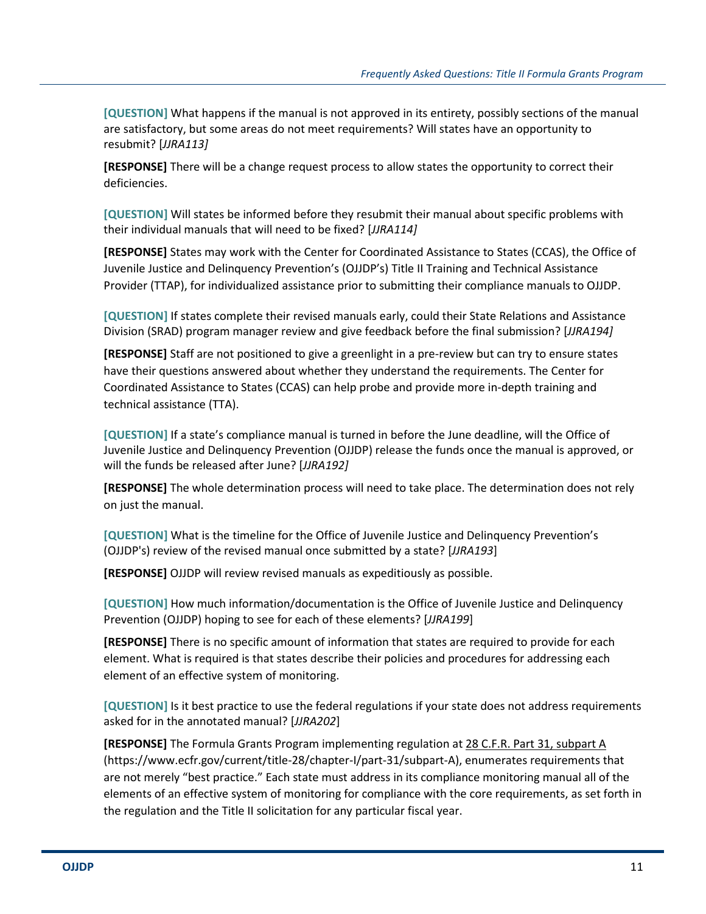**[QUESTION]** What happens if the manual is not approved in its entirety, possibly sections of the manual are satisfactory, but some areas do not meet requirements? Will states have an opportunity to resubmit? [*JJRA113]*

**[RESPONSE]** There will be a change request process to allow states the opportunity to correct their deficiencies.

**[QUESTION]** Will states be informed before they resubmit their manual about specific problems with their individual manuals that will need to be fixed? [*JJRA114]*

**[RESPONSE]** States may work with the Center for Coordinated Assistance to States (CCAS), the Office of Juvenile Justice and Delinquency Prevention's (OJJDP's) Title II Training and Technical Assistance Provider (TTAP), for individualized assistance prior to submitting their compliance manuals to OJJDP.

**[QUESTION]** If states complete their revised manuals early, could their State Relations and Assistance Division (SRAD) program manager review and give feedback before the final submission? [*JJRA194]*

**[RESPONSE]** Staff are not positioned to give a greenlight in a pre-review but can try to ensure states have their questions answered about whether they understand the requirements. The Center for Coordinated Assistance to States (CCAS) can help probe and provide more in-depth training and technical assistance (TTA).

**[QUESTION]** If a state's compliance manual is turned in before the June deadline, will the Office of Juvenile Justice and Delinquency Prevention (OJJDP) release the funds once the manual is approved, or will the funds be released after June? [*JJRA192]*

**[RESPONSE]** The whole determination process will need to take place. The determination does not rely on just the manual.

**[QUESTION]** What is the timeline for the Office of Juvenile Justice and Delinquency Prevention's (OJJDP's) review of the revised manual once submitted by a state? [*JJRA193*]

**[RESPONSE]** OJJDP will review revised manuals as expeditiously as possible.

**[QUESTION]** How much information/documentation is the Office of Juvenile Justice and Delinquency Prevention (OJJDP) hoping to see for each of these elements? [*JJRA199*]

**[RESPONSE]** There is no specific amount of information that states are required to provide for each element. What is required is that states describe their policies and procedures for addressing each element of an effective system of monitoring.

**[QUESTION]** Is it best practice to use the federal regulations if your state does not address requirements asked for in the annotated manual? [*JJRA202*]

**[RESPONSE]** The Formula Grants Program implementing regulation at 28 C.F.R. Part 31, subpart A (https://www.ecfr.gov/current/title-28/chapter-I/part-31/subpart-A), enumerates requirements that are not merely "best practice." Each state must address in its compliance monitoring manual all of the elements of an effective system of monitoring for compliance with the core requirements, as set forth in the regulation and the Title II solicitation for any particular fiscal year.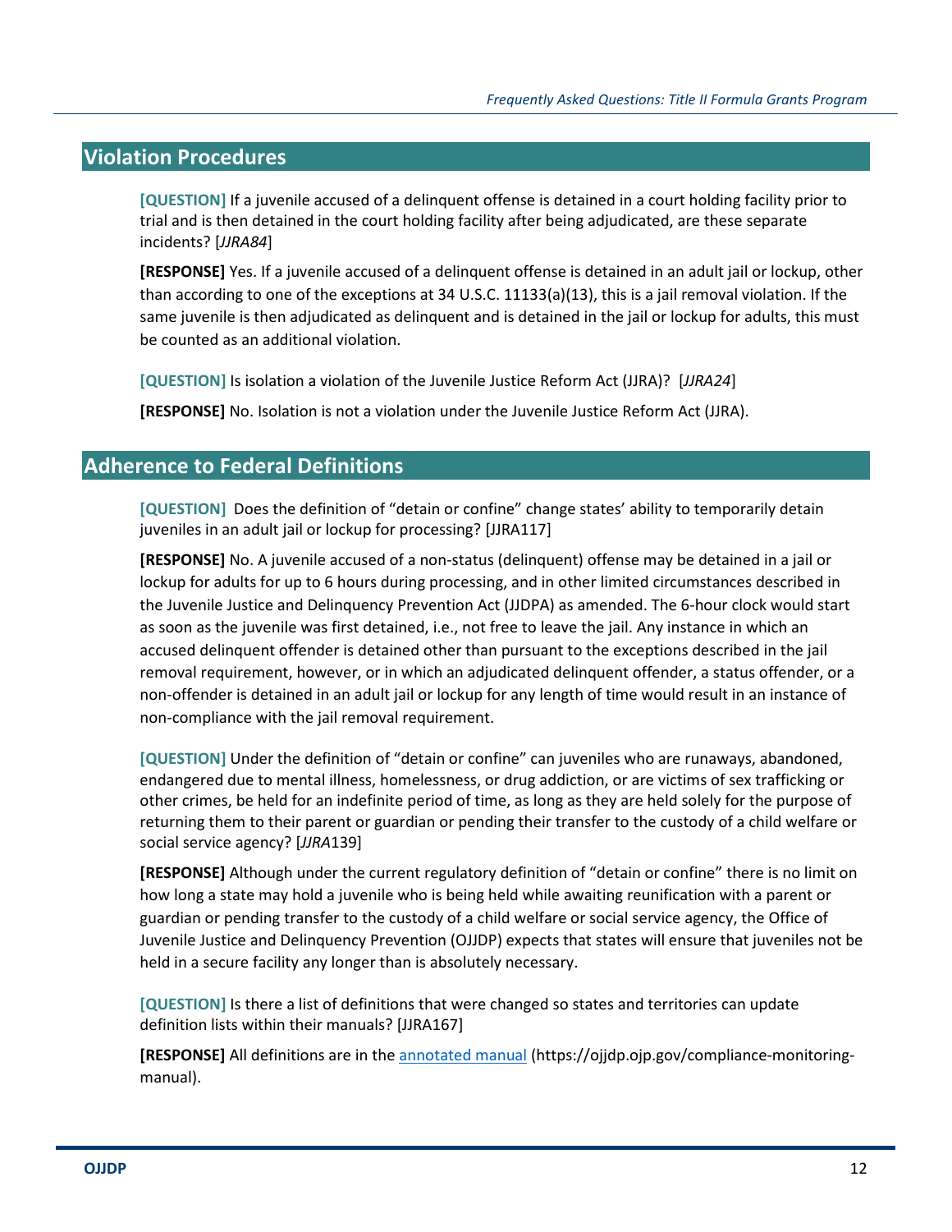## Violation Procedures

**[QUESTION]** If a juvenile accused of a delinquent offense is detained in a court holding facility prior to trial and is then detained in the court holding facility after being adjudicated, are these separate incidents? [*JJRA84*]

**[RESPONSE]** Yes. If a juvenile accused of a delinquent offense is detained in an adult jail or lockup, other than according to one of the exceptions at 34 U.S.C. 11133(a)(13), this is a jail removal violation. If the same juvenile is then adjudicated as delinquent and is detained in the jail or lockup for adults, this must be counted as an additional violation.

**[QUESTION]** Is isolation a violation of the Juvenile Justice Reform Act (JJRA)? [*JJRA24*]

**[RESPONSE]** No. Isolation is not a violation under the Juvenile Justice Reform Act (JJRA).

## Adherence to Federal Definitions

**[QUESTION]** Does the definition of "detain or confine" change states' ability to temporarily detain juveniles in an adult jail or lockup for processing? [JJRA117]

**[RESPONSE]** No. A juvenile accused of a non-status (delinquent) offense may be detained in a jail or lockup for adults for up to 6 hours during processing, and in other limited circumstances described in the Juvenile Justice and Delinquency Prevention Act (JJDPA) as amended. The 6-hour clock would start as soon as the juvenile was first detained, i.e., not free to leave the jail. Any instance in which an accused delinquent offender is detained other than pursuant to the exceptions described in the jail removal requirement, however, or in which an adjudicated delinquent offender, a status offender, or a non-offender is detained in an adult jail or lockup for any length of time would result in an instance of non-compliance with the jail removal requirement.

**[QUESTION]** Under the definition of "detain or confine" can juveniles who are runaways, abandoned, endangered due to mental illness, homelessness, or drug addiction, or are victims of sex trafficking or other crimes, be held for an indefinite period of time, as long as they are held solely for the purpose of returning them to their parent or guardian or pending their transfer to the custody of a child welfare or social service agency? [*JJRA*139]

**[RESPONSE]** Although under the current regulatory definition of "detain or confine" there is no limit on how long a state may hold a juvenile who is being held while awaiting reunification with a parent or guardian or pending transfer to the custody of a child welfare or social service agency, the Office of Juvenile Justice and Delinquency Prevention (OJJDP) expects that states will ensure that juveniles not be held in a secure facility any longer than is absolutely necessary.

**[QUESTION]** Is there a list of definitions that were changed so states and territories can update definition lists within their manuals? [JJRA167]

**[RESPONSE]** All definitions are in the annotated manual (https://ojjdp.ojp.gov/compliance-monitoring-manual).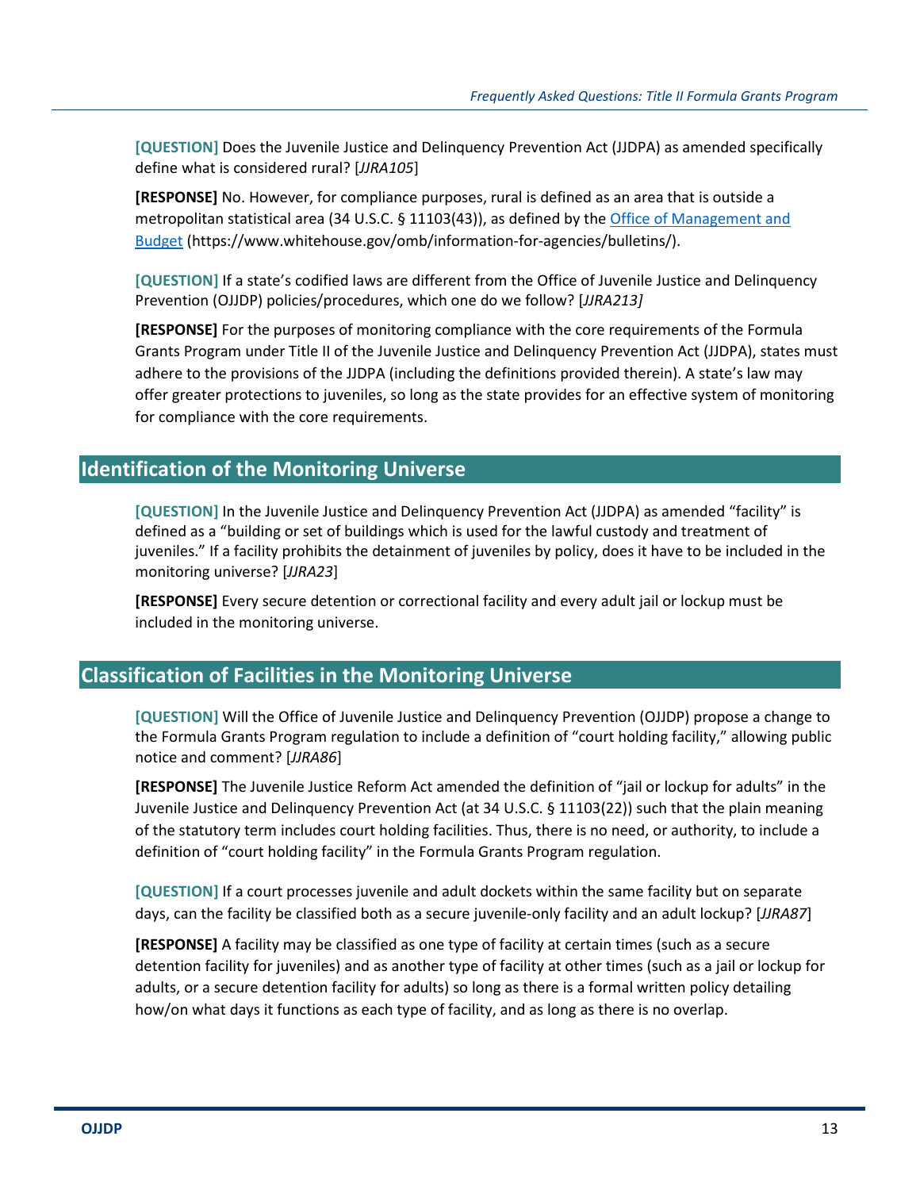**[QUESTION]** Does the Juvenile Justice and Delinquency Prevention Act (JJDPA) as amended specifically define what is considered rural? [*JJRA105*]

**[RESPONSE]** No. However, for compliance purposes, rural is defined as an area that is outside a metropolitan statistical area (34 U.S.C. § 11103(43)), as defined by the [Office of Management and Budget](https://www.whitehouse.gov/omb/information-for-agencies/bulletins/) (https://www.whitehouse.gov/omb/information-for-agencies/bulletins/).

**[QUESTION]** If a state's codified laws are different from the Office of Juvenile Justice and Delinquency Prevention (OJJDP) policies/procedures, which one do we follow? [*JJRA213]*

**[RESPONSE]** For the purposes of monitoring compliance with the core requirements of the Formula Grants Program under Title II of the Juvenile Justice and Delinquency Prevention Act (JJDPA), states must adhere to the provisions of the JJDPA (including the definitions provided therein). A state's law may offer greater protections to juveniles, so long as the state provides for an effective system of monitoring for compliance with the core requirements.

## Identification of the Monitoring Universe

**[QUESTION]** In the Juvenile Justice and Delinquency Prevention Act (JJDPA) as amended "facility" is defined as a "building or set of buildings which is used for the lawful custody and treatment of juveniles." If a facility prohibits the detainment of juveniles by policy, does it have to be included in the monitoring universe? [*JJRA23*]

**[RESPONSE]** Every secure detention or correctional facility and every adult jail or lockup must be included in the monitoring universe.

## Classification of Facilities in the Monitoring Universe

**[QUESTION]** Will the Office of Juvenile Justice and Delinquency Prevention (OJJDP) propose a change to the Formula Grants Program regulation to include a definition of "court holding facility," allowing public notice and comment? [*JJRA86*]

**[RESPONSE]** The Juvenile Justice Reform Act amended the definition of "jail or lockup for adults" in the Juvenile Justice and Delinquency Prevention Act (at 34 U.S.C. § 11103(22)) such that the plain meaning of the statutory term includes court holding facilities. Thus, there is no need, or authority, to include a definition of "court holding facility" in the Formula Grants Program regulation.

**[QUESTION]** If a court processes juvenile and adult dockets within the same facility but on separate days, can the facility be classified both as a secure juvenile-only facility and an adult lockup? [*JJRA87*]

**[RESPONSE]** A facility may be classified as one type of facility at certain times (such as a secure detention facility for juveniles) and as another type of facility at other times (such as a jail or lockup for adults, or a secure detention facility for adults) so long as there is a formal written policy detailing how/on what days it functions as each type of facility, and as long as there is no overlap.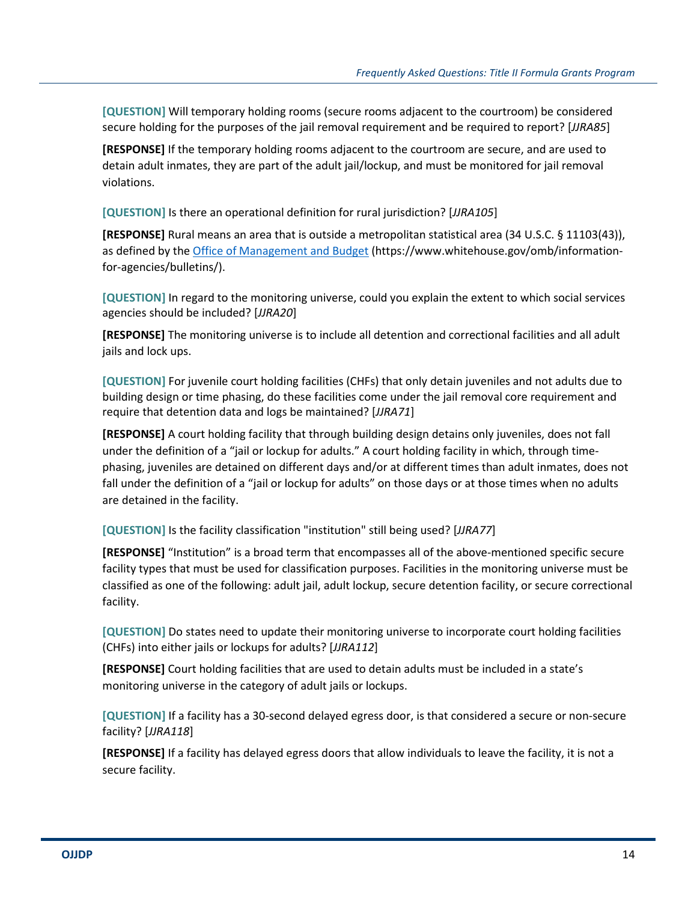**[QUESTION]** Will temporary holding rooms (secure rooms adjacent to the courtroom) be considered secure holding for the purposes of the jail removal requirement and be required to report? [*JJRA85*]

**[RESPONSE]** If the temporary holding rooms adjacent to the courtroom are secure, and are used to detain adult inmates, they are part of the adult jail/lockup, and must be monitored for jail removal violations.

**[QUESTION]** Is there an operational definition for rural jurisdiction? [*JJRA105*]

**[RESPONSE]** Rural means an area that is outside a metropolitan statistical area (34 U.S.C. § 11103(43)), as defined by the [Office of Management and Budget](https://www.whitehouse.gov/omb/information-for-agencies/bulletins/) (https://www.whitehouse.gov/omb/information-for-agencies/bulletins/).

**[QUESTION]** In regard to the monitoring universe, could you explain the extent to which social services agencies should be included? [*JJRA20*]

**[RESPONSE]** The monitoring universe is to include all detention and correctional facilities and all adult jails and lock ups.

**[QUESTION]** For juvenile court holding facilities (CHFs) that only detain juveniles and not adults due to building design or time phasing, do these facilities come under the jail removal core requirement and require that detention data and logs be maintained? [*JJRA71*]

**[RESPONSE]** A court holding facility that through building design detains only juveniles, does not fall under the definition of a "jail or lockup for adults." A court holding facility in which, through time-phasing, juveniles are detained on different days and/or at different times than adult inmates, does not fall under the definition of a "jail or lockup for adults" on those days or at those times when no adults are detained in the facility.

**[QUESTION]** Is the facility classification "institution" still being used? [*JJRA77*]

**[RESPONSE]** "Institution" is a broad term that encompasses all of the above-mentioned specific secure facility types that must be used for classification purposes. Facilities in the monitoring universe must be classified as one of the following: adult jail, adult lockup, secure detention facility, or secure correctional facility.

**[QUESTION]** Do states need to update their monitoring universe to incorporate court holding facilities (CHFs) into either jails or lockups for adults? [*JJRA112*]

**[RESPONSE]** Court holding facilities that are used to detain adults must be included in a state's monitoring universe in the category of adult jails or lockups.

**[QUESTION]** If a facility has a 30-second delayed egress door, is that considered a secure or non-secure facility? [*JJRA118*]

**[RESPONSE]** If a facility has delayed egress doors that allow individuals to leave the facility, it is not a secure facility.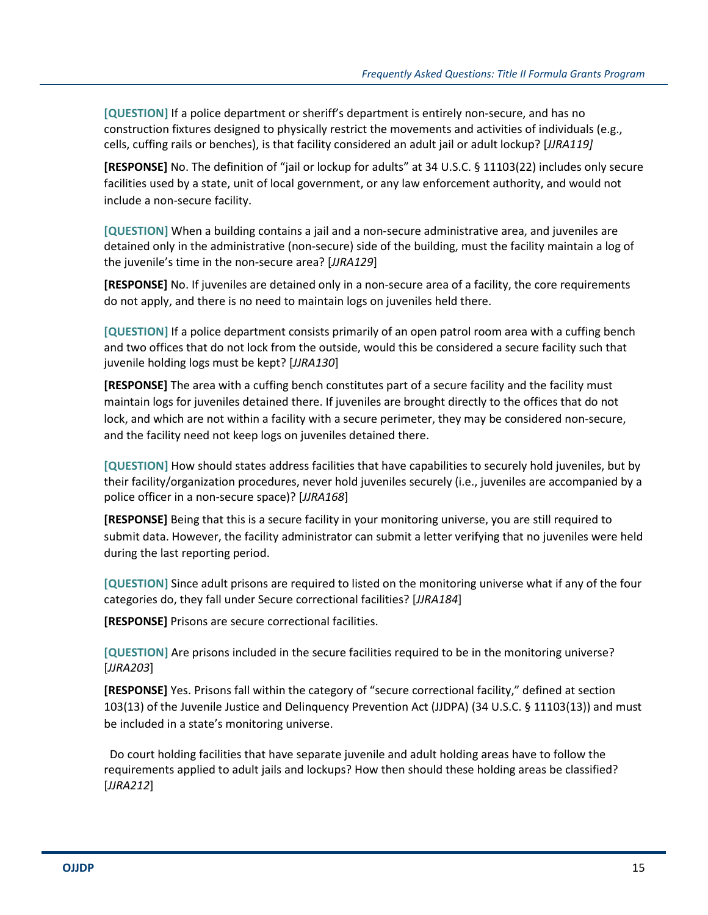**[QUESTION]** If a police department or sheriff's department is entirely non-secure, and has no construction fixtures designed to physically restrict the movements and activities of individuals (e.g., cells, cuffing rails or benches), is that facility considered an adult jail or adult lockup? [*JJRA119]*

**[RESPONSE]** No. The definition of "jail or lockup for adults" at 34 U.S.C. § 11103(22) includes only secure facilities used by a state, unit of local government, or any law enforcement authority, and would not include a non-secure facility.

**[QUESTION]** When a building contains a jail and a non-secure administrative area, and juveniles are detained only in the administrative (non-secure) side of the building, must the facility maintain a log of the juvenile's time in the non-secure area? [*JJRA129*]

**[RESPONSE]** No. If juveniles are detained only in a non-secure area of a facility, the core requirements do not apply, and there is no need to maintain logs on juveniles held there.

**[QUESTION]** If a police department consists primarily of an open patrol room area with a cuffing bench and two offices that do not lock from the outside, would this be considered a secure facility such that juvenile holding logs must be kept? [*JJRA130*]

**[RESPONSE]** The area with a cuffing bench constitutes part of a secure facility and the facility must maintain logs for juveniles detained there. If juveniles are brought directly to the offices that do not lock, and which are not within a facility with a secure perimeter, they may be considered non-secure, and the facility need not keep logs on juveniles detained there.

**[QUESTION]** How should states address facilities that have capabilities to securely hold juveniles, but by their facility/organization procedures, never hold juveniles securely (i.e., juveniles are accompanied by a police officer in a non-secure space)? [*JJRA168*]

**[RESPONSE]** Being that this is a secure facility in your monitoring universe, you are still required to submit data. However, the facility administrator can submit a letter verifying that no juveniles were held during the last reporting period.

**[QUESTION]** Since adult prisons are required to listed on the monitoring universe what if any of the four categories do, they fall under Secure correctional facilities? [*JJRA184*]

**[RESPONSE]** Prisons are secure correctional facilities.

**[QUESTION]** Are prisons included in the secure facilities required to be in the monitoring universe? [*JJRA203*]

**[RESPONSE]** Yes. Prisons fall within the category of "secure correctional facility," defined at section 103(13) of the Juvenile Justice and Delinquency Prevention Act (JJDPA) (34 U.S.C. § 11103(13)) and must be included in a state's monitoring universe.

Do court holding facilities that have separate juvenile and adult holding areas have to follow the requirements applied to adult jails and lockups? How then should these holding areas be classified? [*JJRA212*]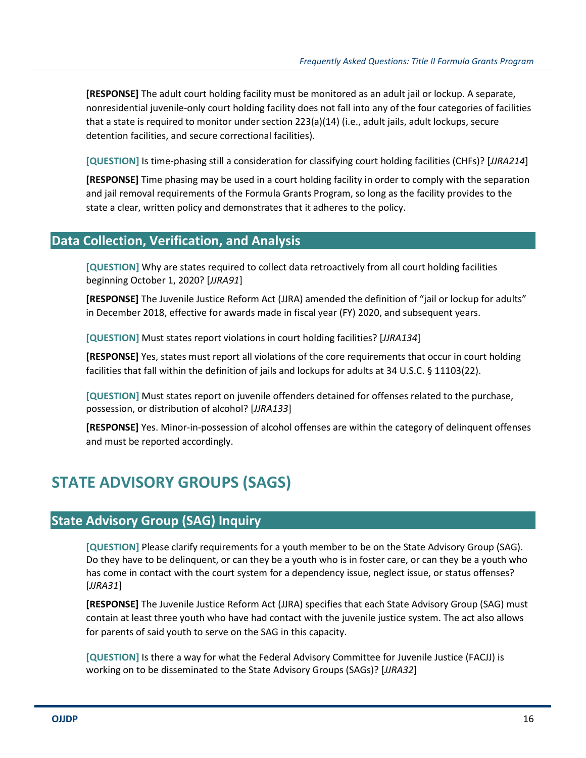**[RESPONSE]** The adult court holding facility must be monitored as an adult jail or lockup. A separate, nonresidential juvenile-only court holding facility does not fall into any of the four categories of facilities that a state is required to monitor under section 223(a)(14) (i.e., adult jails, adult lockups, secure detention facilities, and secure correctional facilities).

**[QUESTION]** Is time-phasing still a consideration for classifying court holding facilities (CHFs)? [*JJRA214*]

**[RESPONSE]** Time phasing may be used in a court holding facility in order to comply with the separation and jail removal requirements of the Formula Grants Program, so long as the facility provides to the state a clear, written policy and demonstrates that it adheres to the policy.

## Data Collection, Verification, and Analysis

**[QUESTION]** Why are states required to collect data retroactively from all court holding facilities beginning October 1, 2020? [*JJRA91*]

**[RESPONSE]** The Juvenile Justice Reform Act (JJRA) amended the definition of "jail or lockup for adults" in December 2018, effective for awards made in fiscal year (FY) 2020, and subsequent years.

**[QUESTION]** Must states report violations in court holding facilities? [*JJRA134*]

**[RESPONSE]** Yes, states must report all violations of the core requirements that occur in court holding facilities that fall within the definition of jails and lockups for adults at 34 U.S.C. § 11103(22).

**[QUESTION]** Must states report on juvenile offenders detained for offenses related to the purchase, possession, or distribution of alcohol? [*JJRA133*]

**[RESPONSE]** Yes. Minor-in-possession of alcohol offenses are within the category of delinquent offenses and must be reported accordingly.

# STATE ADVISORY GROUPS (SAGS)

## State Advisory Group (SAG) Inquiry

**[QUESTION]** Please clarify requirements for a youth member to be on the State Advisory Group (SAG). Do they have to be delinquent, or can they be a youth who is in foster care, or can they be a youth who has come in contact with the court system for a dependency issue, neglect issue, or status offenses? [*JJRA31*]

**[RESPONSE]** The Juvenile Justice Reform Act (JJRA) specifies that each State Advisory Group (SAG) must contain at least three youth who have had contact with the juvenile justice system. The act also allows for parents of said youth to serve on the SAG in this capacity.

**[QUESTION]** Is there a way for what the Federal Advisory Committee for Juvenile Justice (FACJJ) is working on to be disseminated to the State Advisory Groups (SAGs)? [*JJRA32*]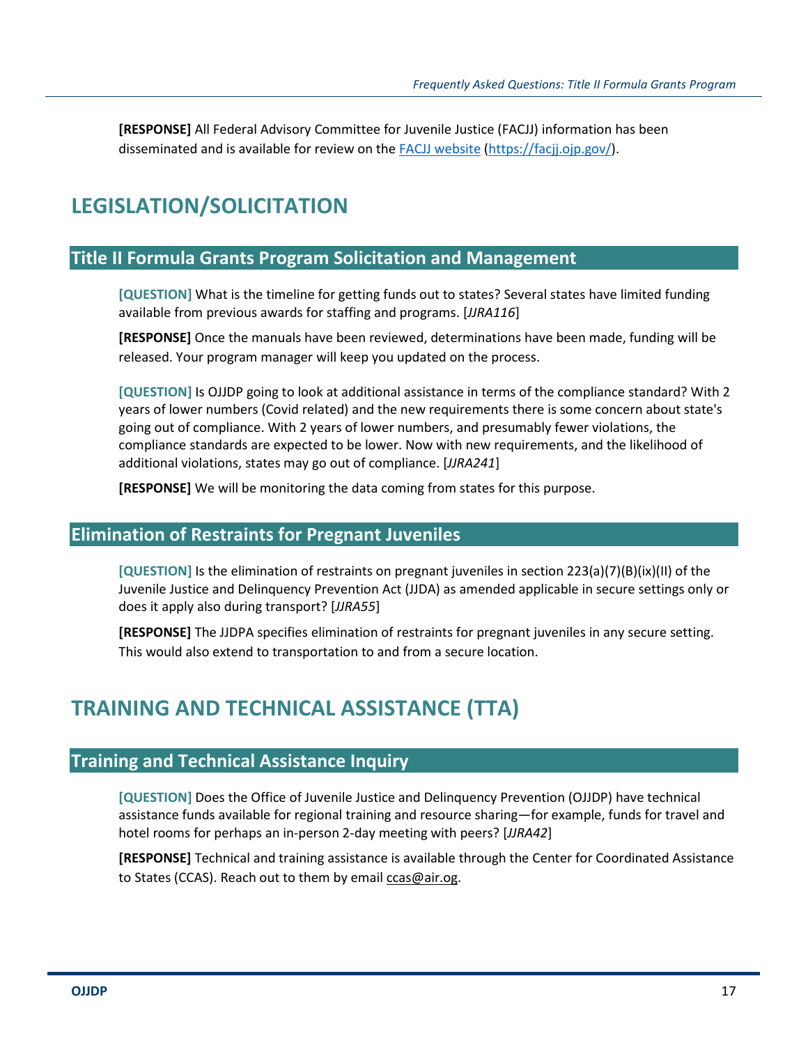**[RESPONSE]** All Federal Advisory Committee for Juvenile Justice (FACJJ) information has been disseminated and is available for review on the FACJJ website (https://facjj.ojp.gov/).

# LEGISLATION/SOLICITATION

## Title II Formula Grants Program Solicitation and Management

**[QUESTION]** What is the timeline for getting funds out to states? Several states have limited funding available from previous awards for staffing and programs. [*JJRA116*]

**[RESPONSE]** Once the manuals have been reviewed, determinations have been made, funding will be released. Your program manager will keep you updated on the process.

**[QUESTION]** Is OJJDP going to look at additional assistance in terms of the compliance standard? With 2 years of lower numbers (Covid related) and the new requirements there is some concern about state's going out of compliance. With 2 years of lower numbers, and presumably fewer violations, the compliance standards are expected to be lower. Now with new requirements, and the likelihood of additional violations, states may go out of compliance. [*JJRA241*]

**[RESPONSE]** We will be monitoring the data coming from states for this purpose.

## Elimination of Restraints for Pregnant Juveniles

**[QUESTION]** Is the elimination of restraints on pregnant juveniles in section 223(a)(7)(B)(ix)(II) of the Juvenile Justice and Delinquency Prevention Act (JJDA) as amended applicable in secure settings only or does it apply also during transport? [*JJRA55*]

**[RESPONSE]** The JJDPA specifies elimination of restraints for pregnant juveniles in any secure setting. This would also extend to transportation to and from a secure location.

# TRAINING AND TECHNICAL ASSISTANCE (TTA)

## Training and Technical Assistance Inquiry

**[QUESTION]** Does the Office of Juvenile Justice and Delinquency Prevention (OJJDP) have technical assistance funds available for regional training and resource sharing—for example, funds for travel and hotel rooms for perhaps an in-person 2-day meeting with peers? [*JJRA42*]

**[RESPONSE]** Technical and training assistance is available through the Center for Coordinated Assistance to States (CCAS). Reach out to them by email ccas@air.og.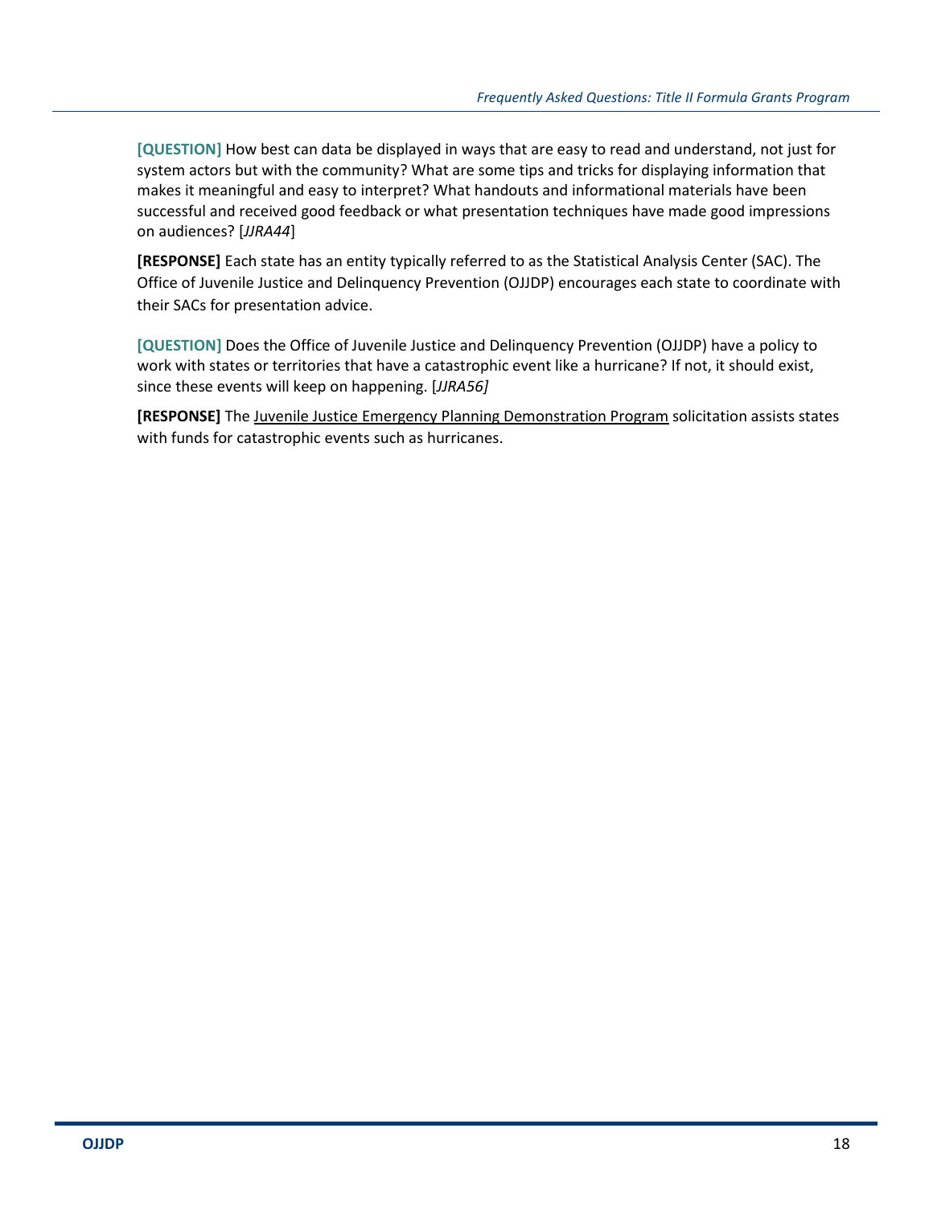**[QUESTION]** How best can data be displayed in ways that are easy to read and understand, not just for system actors but with the community? What are some tips and tricks for displaying information that makes it meaningful and easy to interpret? What handouts and informational materials have been successful and received good feedback or what presentation techniques have made good impressions on audiences? [*JJRA44*]

**[RESPONSE]** Each state has an entity typically referred to as the Statistical Analysis Center (SAC). The Office of Juvenile Justice and Delinquency Prevention (OJJDP) encourages each state to coordinate with their SACs for presentation advice.

**[QUESTION]** Does the Office of Juvenile Justice and Delinquency Prevention (OJJDP) have a policy to work with states or territories that have a catastrophic event like a hurricane? If not, it should exist, since these events will keep on happening. [*JJRA56]*

**[RESPONSE]** The Juvenile Justice Emergency Planning Demonstration Program solicitation assists states with funds for catastrophic events such as hurricanes.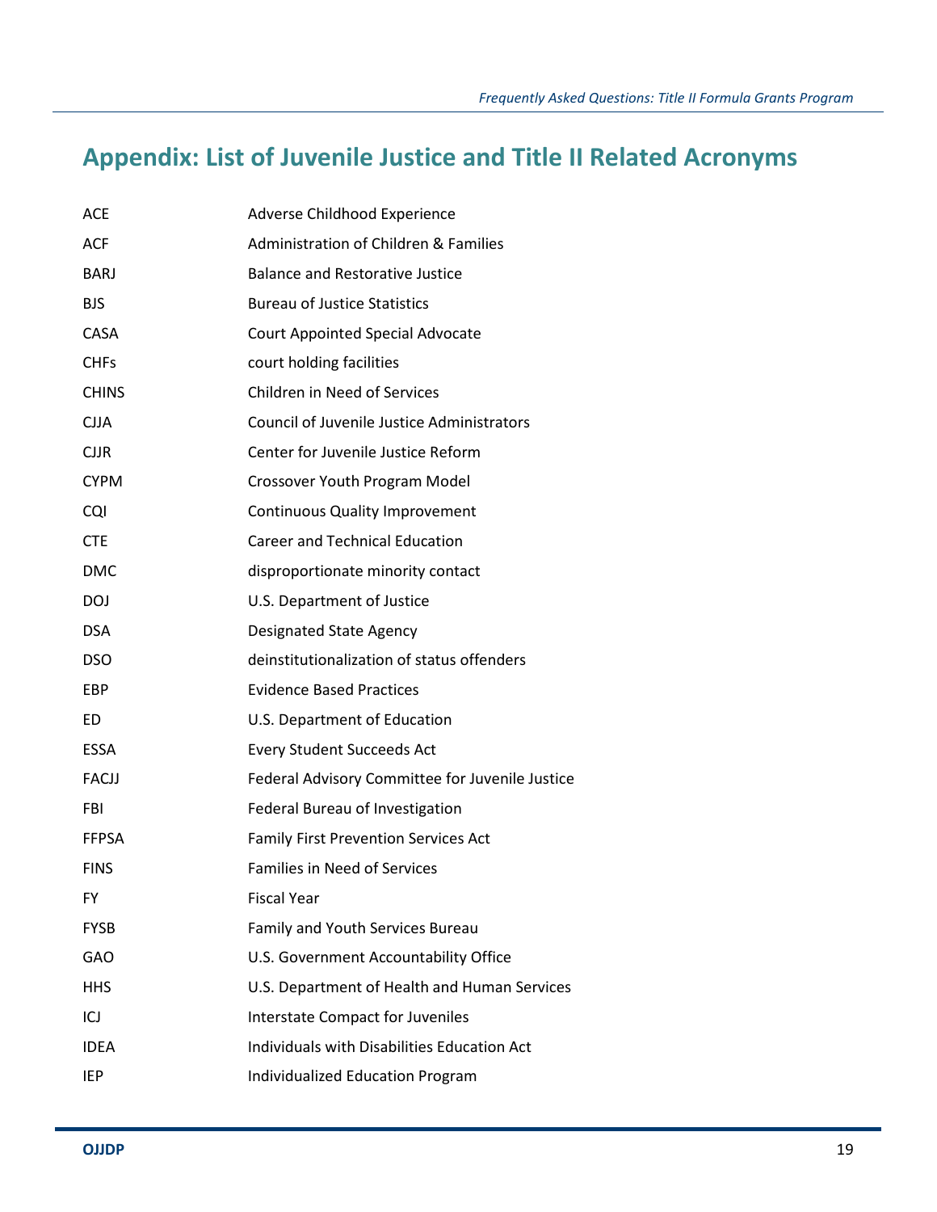## Appendix: List of Juvenile Justice and Title II Related Acronyms

| | |
|---|---|
| ACE | Adverse Childhood Experience |
| ACF | Administration of Children & Families |
| BARJ | Balance and Restorative Justice |
| BJS | Bureau of Justice Statistics |
| CASA | Court Appointed Special Advocate |
| CHFs | court holding facilities |
| CHINS | Children in Need of Services |
| CJJA | Council of Juvenile Justice Administrators |
| CJJR | Center for Juvenile Justice Reform |
| CYPM | Crossover Youth Program Model |
| CQI | Continuous Quality Improvement |
| CTE | Career and Technical Education |
| DMC | disproportionate minority contact |
| DOJ | U.S. Department of Justice |
| DSA | Designated State Agency |
| DSO | deinstitutionalization of status offenders |
| EBP | Evidence Based Practices |
| ED | U.S. Department of Education |
| ESSA | Every Student Succeeds Act |
| FACJJ | Federal Advisory Committee for Juvenile Justice |
| FBI | Federal Bureau of Investigation |
| FFPSA | Family First Prevention Services Act |
| FINS | Families in Need of Services |
| FY | Fiscal Year |
| FYSB | Family and Youth Services Bureau |
| GAO | U.S. Government Accountability Office |
| HHS | U.S. Department of Health and Human Services |
| ICJ | Interstate Compact for Juveniles |
| IDEA | Individuals with Disabilities Education Act |
| IEP | Individualized Education Program |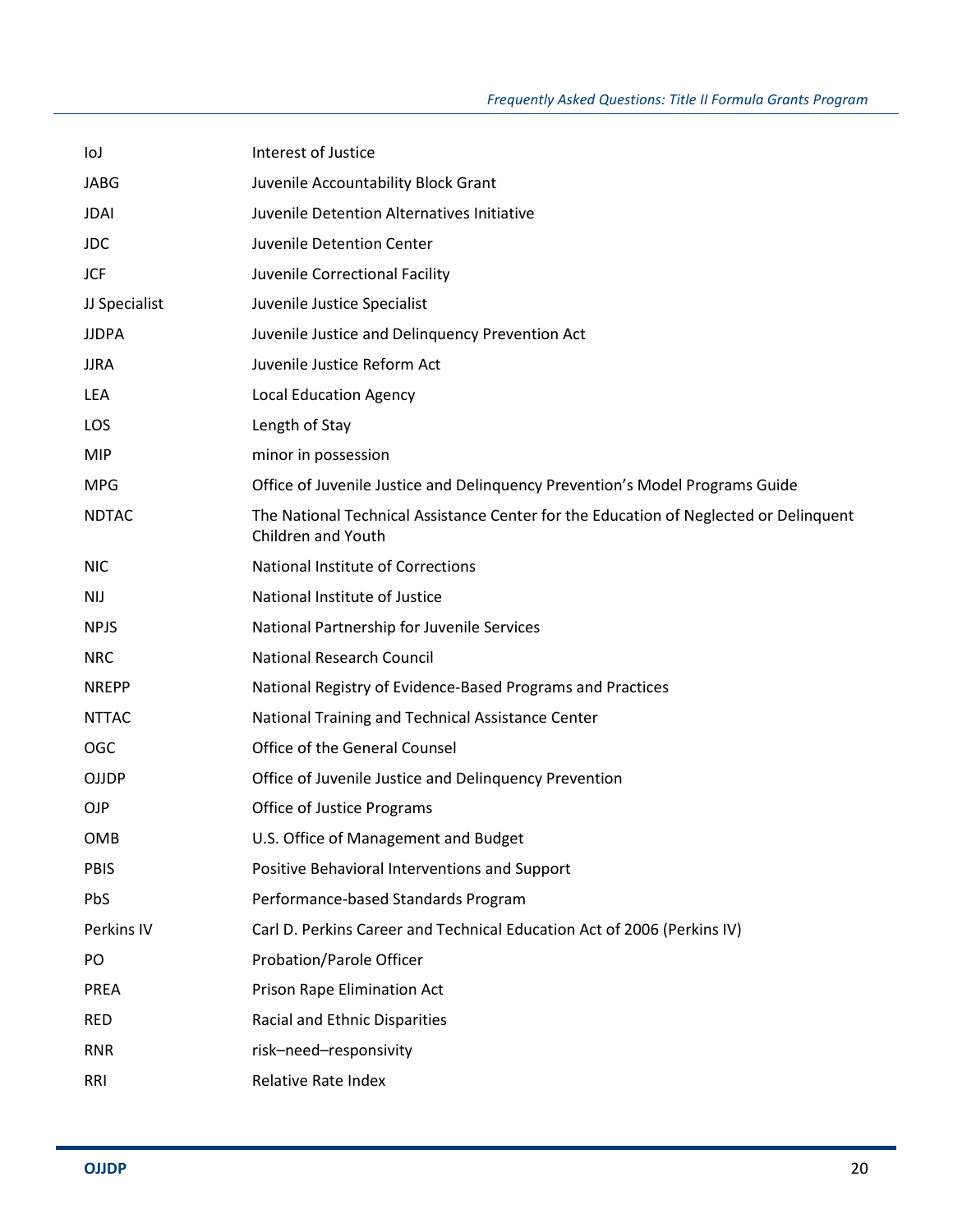| | |
|---|---|
| IoJ | Interest of Justice |
| JABG | Juvenile Accountability Block Grant |
| JDAI | Juvenile Detention Alternatives Initiative |
| JDC | Juvenile Detention Center |
| JCF | Juvenile Correctional Facility |
| JJ Specialist | Juvenile Justice Specialist |
| JJDPA | Juvenile Justice and Delinquency Prevention Act |
| JJRA | Juvenile Justice Reform Act |
| LEA | Local Education Agency |
| LOS | Length of Stay |
| MIP | minor in possession |
| MPG | Office of Juvenile Justice and Delinquency Prevention's Model Programs Guide |
| NDTAC | The National Technical Assistance Center for the Education of Neglected or Delinquent Children and Youth |
| NIC | National Institute of Corrections |
| NIJ | National Institute of Justice |
| NPJS | National Partnership for Juvenile Services |
| NRC | National Research Council |
| NREPP | National Registry of Evidence-Based Programs and Practices |
| NTTAC | National Training and Technical Assistance Center |
| OGC | Office of the General Counsel |
| OJJDP | Office of Juvenile Justice and Delinquency Prevention |
| OJP | Office of Justice Programs |
| OMB | U.S. Office of Management and Budget |
| PBIS | Positive Behavioral Interventions and Support |
| PbS | Performance-based Standards Program |
| Perkins IV | Carl D. Perkins Career and Technical Education Act of 2006 (Perkins IV) |
| PO | Probation/Parole Officer |
| PREA | Prison Rape Elimination Act |
| RED | Racial and Ethnic Disparities |
| RNR | risk–need–responsivity |
| RRI | Relative Rate Index |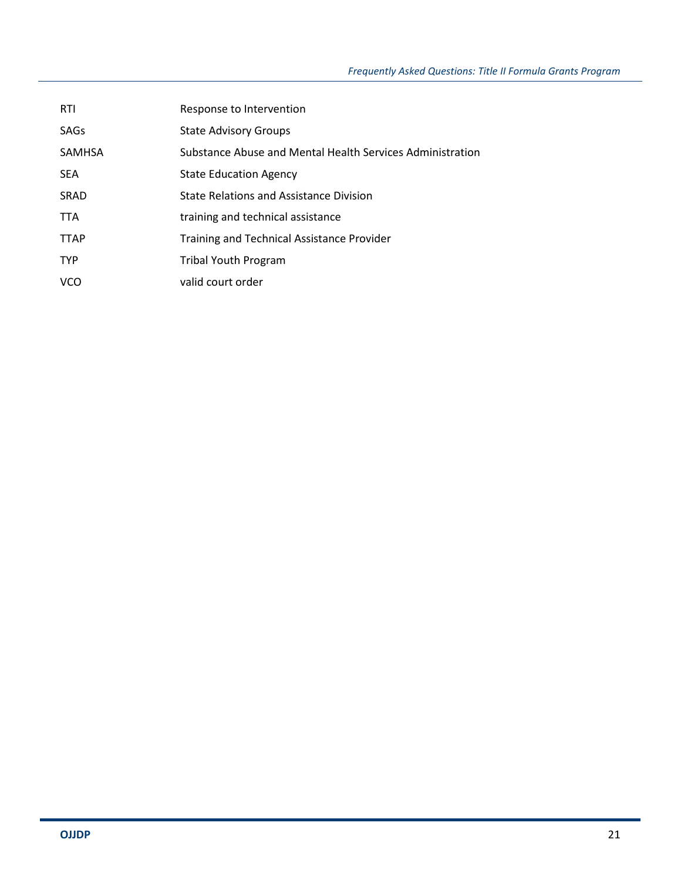| | |
|---|---|
| RTI | Response to Intervention |
| SAGs | State Advisory Groups |
| SAMHSA | Substance Abuse and Mental Health Services Administration |
| SEA | State Education Agency |
| SRAD | State Relations and Assistance Division |
| TTA | training and technical assistance |
| TTAP | Training and Technical Assistance Provider |
| TYP | Tribal Youth Program |
| VCO | valid court order |